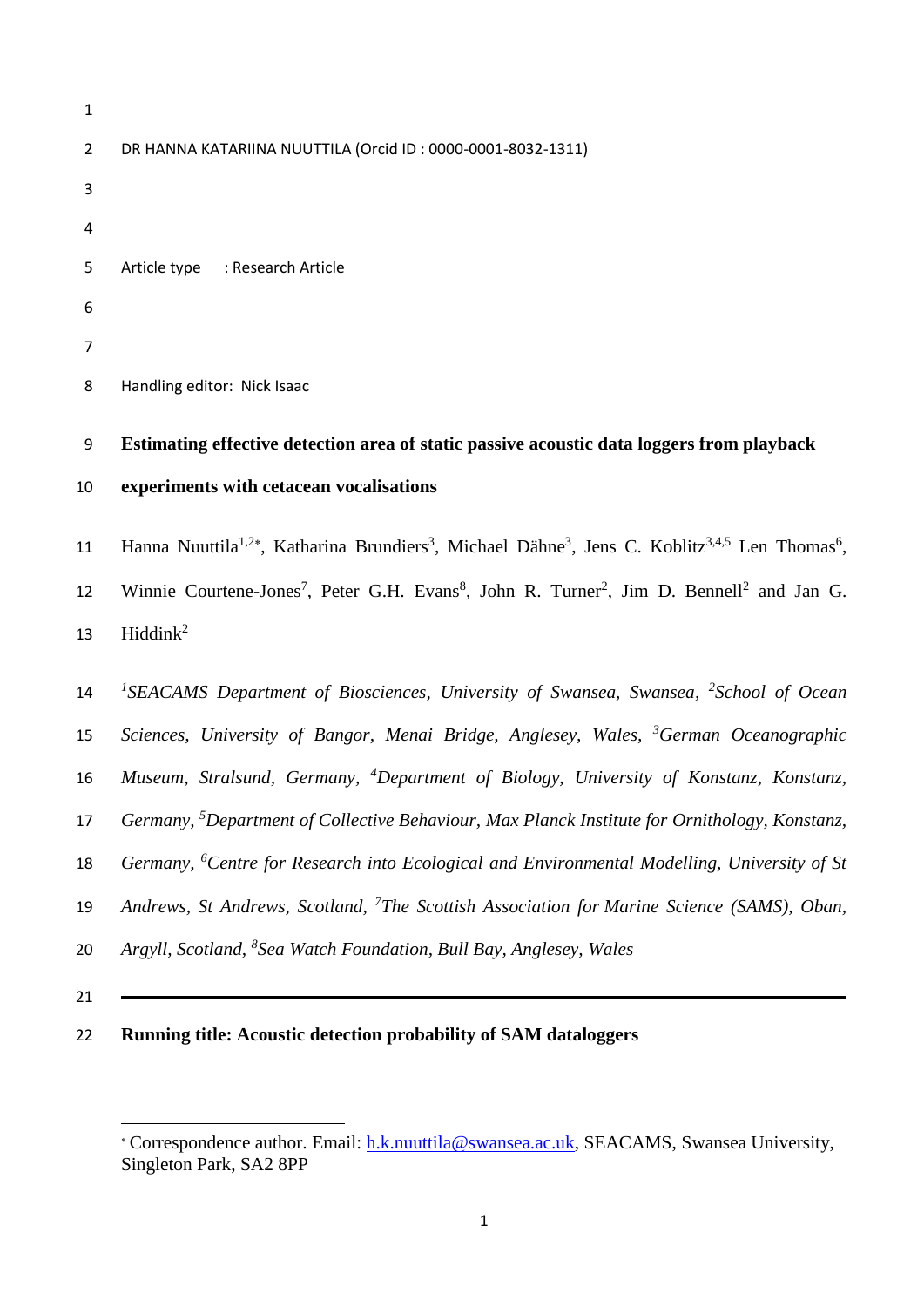DR HANNA KATARIINA NUUTTILA (Orcid ID : 0000-0001-8032-1311)

Article type : Research Article

Handling editor: Nick Isaac

# Estimating effective detection area of static passive acoustic data loggers from playback experiments with cetacean vocalisations

Hanna Nuuttila[1,2*], Katharina Brundiers[3], Michael Dähne[3], Jens C. Koblitz[3,4,5] Len Thomas[6], Winnie Courtene-Jones[7], Peter G.H. Evans[8], John R. Turner[2], Jim D. Bennell[2] and Jan G. Hiddink[2]

*[1]SEACAMS Department of Biosciences, University of Swansea, Swansea, [2]School of Ocean Sciences, University of Bangor, Menai Bridge, Anglesey, Wales, [3]German Oceanographic Museum, Stralsund, Germany, [4]Department of Biology, University of Konstanz, Konstanz, Germany, [5]Department of Collective Behaviour, Max Planck Institute for Ornithology, Konstanz, Germany, [6]Centre for Research into Ecological and Environmental Modelling, University of St Andrews, St Andrews, Scotland, [7]The Scottish Association for Marine Science (SAMS), Oban, Argyll, Scotland, [8]Sea Watch Foundation, Bull Bay, Anglesey, Wales*

---

**Running title: Acoustic detection probability of SAM dataloggers**

[*] Correspondence author. Email: h.k.nuuttila@swansea.ac.uk, SEACAMS, Swansea University, Singleton Park, SA2 8PP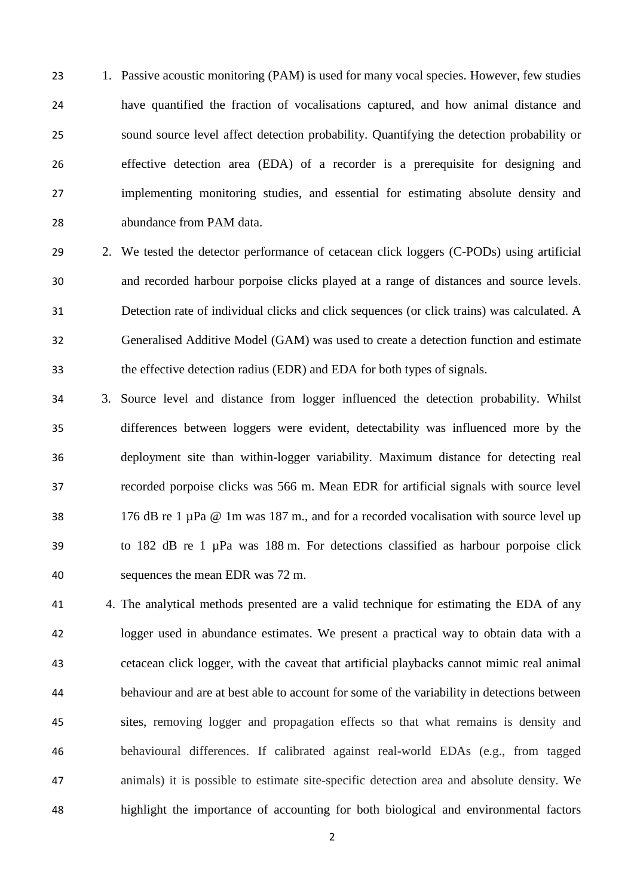1. Passive acoustic monitoring (PAM) is used for many vocal species. However, few studies have quantified the fraction of vocalisations captured, and how animal distance and sound source level affect detection probability. Quantifying the detection probability or effective detection area (EDA) of a recorder is a prerequisite for designing and implementing monitoring studies, and essential for estimating absolute density and abundance from PAM data.
2. We tested the detector performance of cetacean click loggers (C-PODs) using artificial and recorded harbour porpoise clicks played at a range of distances and source levels. Detection rate of individual clicks and click sequences (or click trains) was calculated. A Generalised Additive Model (GAM) was used to create a detection function and estimate the effective detection radius (EDR) and EDA for both types of signals.
3. Source level and distance from logger influenced the detection probability. Whilst differences between loggers were evident, detectability was influenced more by the deployment site than within-logger variability. Maximum distance for detecting real recorded porpoise clicks was 566 m. Mean EDR for artificial signals with source level 176 dB re 1 µPa @ 1m was 187 m., and for a recorded vocalisation with source level up to 182 dB re 1 µPa was 188 m. For detections classified as harbour porpoise click sequences the mean EDR was 72 m.
4. The analytical methods presented are a valid technique for estimating the EDA of any logger used in abundance estimates. We present a practical way to obtain data with a cetacean click logger, with the caveat that artificial playbacks cannot mimic real animal behaviour and are at best able to account for some of the variability in detections between sites, removing logger and propagation effects so that what remains is density and behavioural differences. If calibrated against real-world EDAs (e.g., from tagged animals) it is possible to estimate site-specific detection area and absolute density. We highlight the importance of accounting for both biological and environmental factors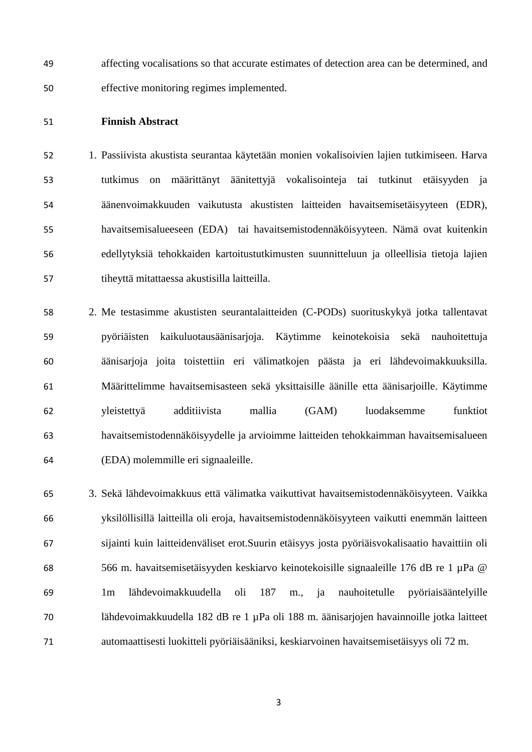affecting vocalisations so that accurate estimates of detection area can be determined, and effective monitoring regimes implemented.

**Finnish Abstract**

1. Passiivista akustista seurantaa käytetään monien vokalisoivien lajien tutkimiseen. Harva tutkimus on määrittänyt äänitettyjä vokalisointeja tai tutkinut etäisyyden ja äänenvoimakkuuden vaikutusta akustisten laitteiden havaitsemisetäisyyteen (EDR), havaitsemisalueeseen (EDA) tai havaitsemistodennäköisyyteen. Nämä ovat kuitenkin edellytyksiä tehokkaiden kartoitustutkimusten suunnitteluun ja olleellisia tietoja lajien tiheyttä mitattaessa akustisilla laitteilla.

2. Me testasimme akustisten seurantalaitteiden (C-PODs) suorituskykyä jotka tallentavat pyöriäisten kaikuluotausäänisarjoja. Käytimme keinotekoisia sekä nauhoitettuja äänisarjoja joita toistettiin eri välimatkojen päästa ja eri lähdevoimakkuuksilla. Määrittelimme havaitsemisasteen sekä yksittaisille äänille etta äänisarjoille. Käytimme yleistettyä additiivista mallia (GAM) luodaksemme funktiot havaitsemistodennäköisyydelle ja arvioimme laitteiden tehokkaimman havaitsemisalueen (EDA) molemmille eri signaaleille.

3. Sekä lähdevoimakkuus että välimatka vaikuttivat havaitsemistodennäköisyyteen. Vaikka yksilöllisillä laitteilla oli eroja, havaitsemistodennäköisyyteen vaikutti enemmän laitteen sijainti kuin laitteidenväliset erot.Suurin etäisyys josta pyöriäisvokalisaatio havaittiin oli 566 m. havaitsemisetäisyyden keskiarvo keinotekoisille signaaleille 176 dB re 1 µPa @ 1m lähdevoimakkuudella oli 187 m., ja nauhoitetulle pyöriaisääntelyille lähdevoimakkuudella 182 dB re 1 µPa oli 188 m. äänisarjojen havainnoille jotka laitteet automaattisesti luokitteli pyöriäisääniksi, keskiarvoinen havaitsemisetäisyys oli 72 m.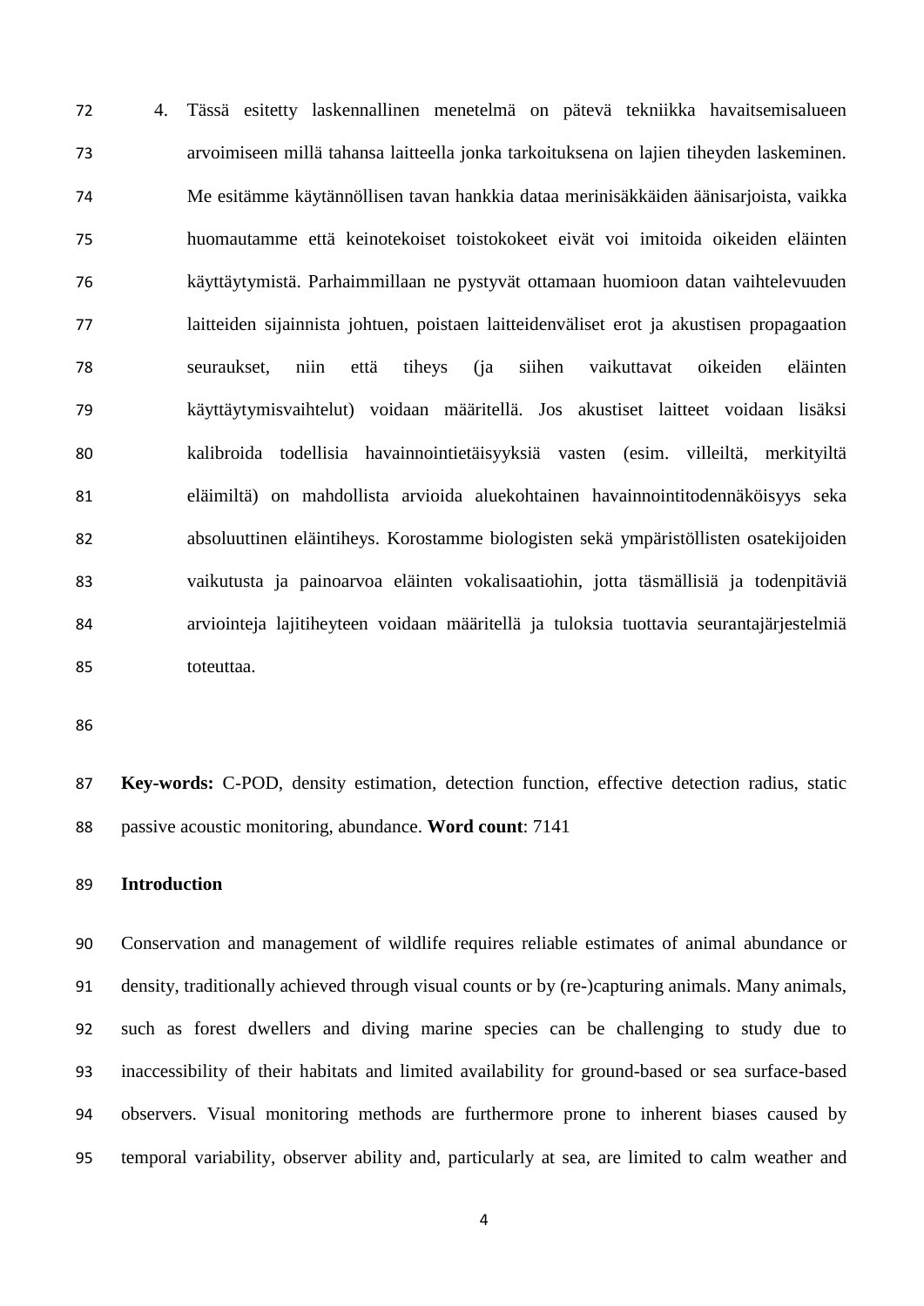4. Tässä esitetty laskennallinen menetelmä on pätevä tekniikka havaitsemisalueen arvoimiseen millä tahansa laitteella jonka tarkoituksena on lajien tiheyden laskeminen. Me esitämme käytännöllisen tavan hankkia dataa merinisäkkäiden äänisarjoista, vaikka huomautamme että keinotekoiset toistokokeet eivät voi imitoida oikeiden eläinten käyttäytymistä. Parhaimmillaan ne pystyvät ottamaan huomioon datan vaihtelevuuden laitteiden sijainnista johtuen, poistaen laitteidenväliset erot ja akustisen propagaation seuraukset, niin että tiheys (ja siihen vaikuttavat oikeiden eläinten käyttäytymisvaihtelut) voidaan määritellä. Jos akustiset laitteet voidaan lisäksi kalibroida todellisia havainnointietäisyyksiä vasten (esim. villeiltä, merkityiltä eläimiltä) on mahdollista arvioida aluekohtainen havainnointitodennäköisyys seka absoluuttinen eläintiheys. Korostamme biologisten sekä ympäristöllisten osatekijoiden vaikutusta ja painoarvoa eläinten vokalisaatiohin, jotta täsmällisiä ja todenpitäviä arviointeja lajitiheyteen voidaan määritellä ja tuloksia tuottavia seurantajärjestelmiä toteuttaa.

**Key-words:** C-POD, density estimation, detection function, effective detection radius, static passive acoustic monitoring, abundance. **Word count**: 7141

## Introduction

Conservation and management of wildlife requires reliable estimates of animal abundance or density, traditionally achieved through visual counts or by (re-)capturing animals. Many animals, such as forest dwellers and diving marine species can be challenging to study due to inaccessibility of their habitats and limited availability for ground-based or sea surface-based observers. Visual monitoring methods are furthermore prone to inherent biases caused by temporal variability, observer ability and, particularly at sea, are limited to calm weather and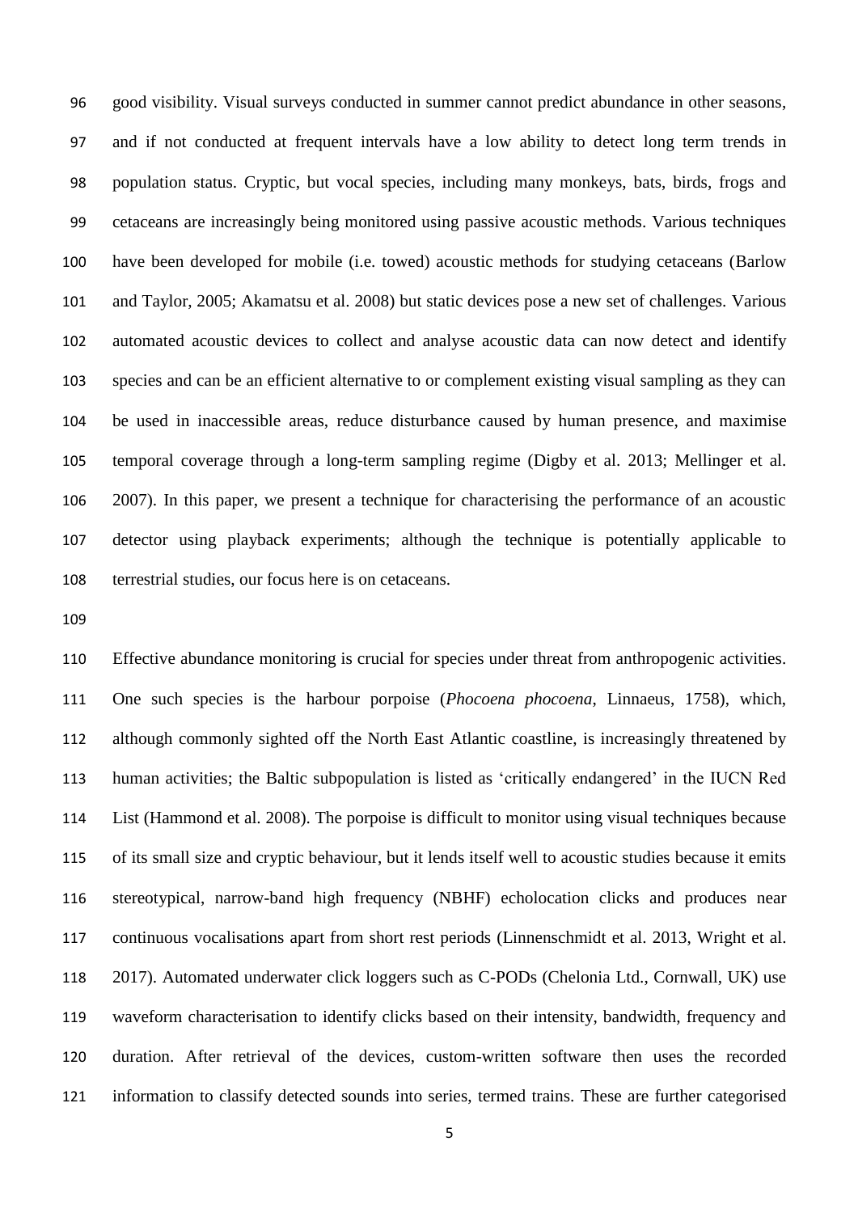good visibility. Visual surveys conducted in summer cannot predict abundance in other seasons, and if not conducted at frequent intervals have a low ability to detect long term trends in population status. Cryptic, but vocal species, including many monkeys, bats, birds, frogs and cetaceans are increasingly being monitored using passive acoustic methods. Various techniques have been developed for mobile (i.e. towed) acoustic methods for studying cetaceans (Barlow and Taylor, 2005; Akamatsu et al. 2008) but static devices pose a new set of challenges. Various automated acoustic devices to collect and analyse acoustic data can now detect and identify species and can be an efficient alternative to or complement existing visual sampling as they can be used in inaccessible areas, reduce disturbance caused by human presence, and maximise temporal coverage through a long-term sampling regime (Digby et al. 2013; Mellinger et al. 2007). In this paper, we present a technique for characterising the performance of an acoustic detector using playback experiments; although the technique is potentially applicable to terrestrial studies, our focus here is on cetaceans.

Effective abundance monitoring is crucial for species under threat from anthropogenic activities. One such species is the harbour porpoise (*Phocoena phocoena*, Linnaeus, 1758), which, although commonly sighted off the North East Atlantic coastline, is increasingly threatened by human activities; the Baltic subpopulation is listed as 'critically endangered' in the IUCN Red List (Hammond et al. 2008). The porpoise is difficult to monitor using visual techniques because of its small size and cryptic behaviour, but it lends itself well to acoustic studies because it emits stereotypical, narrow-band high frequency (NBHF) echolocation clicks and produces near continuous vocalisations apart from short rest periods (Linnenschmidt et al. 2013, Wright et al. 2017). Automated underwater click loggers such as C-PODs (Chelonia Ltd., Cornwall, UK) use waveform characterisation to identify clicks based on their intensity, bandwidth, frequency and duration. After retrieval of the devices, custom-written software then uses the recorded information to classify detected sounds into series, termed trains. These are further categorised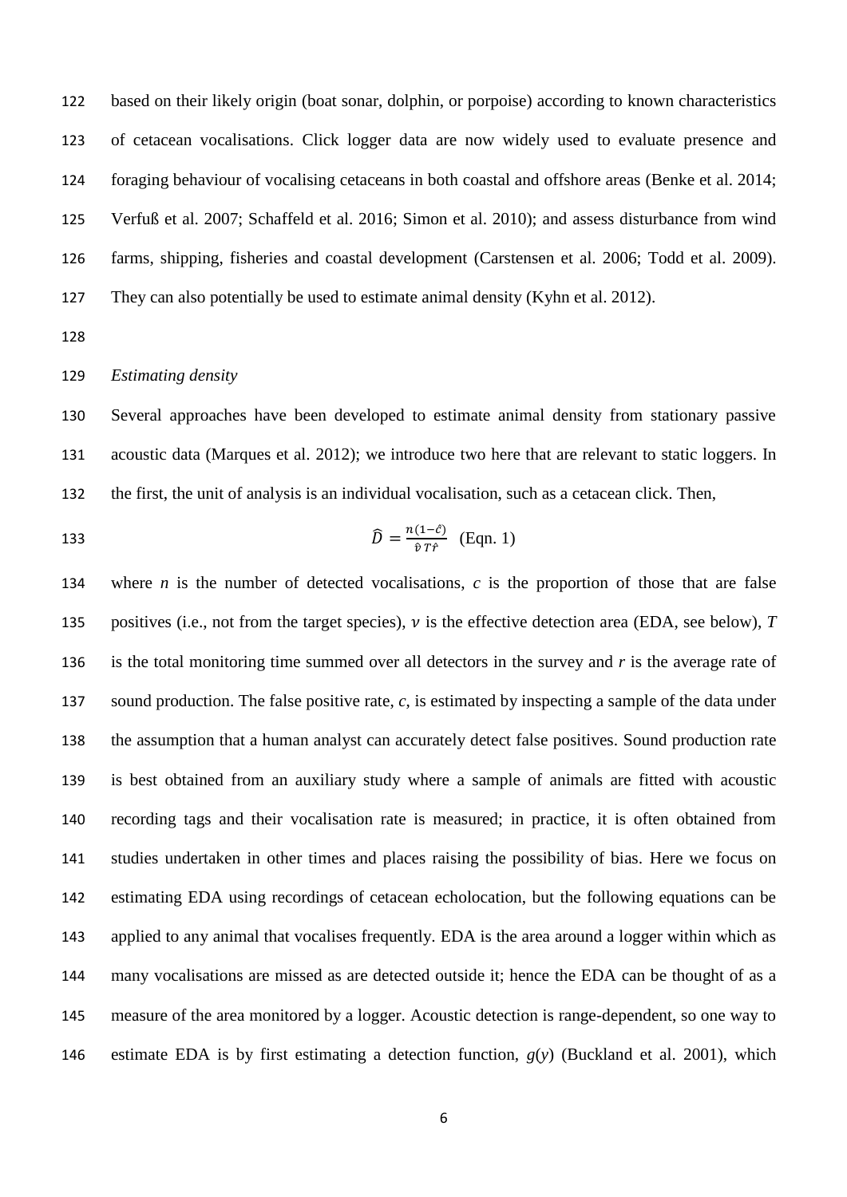based on their likely origin (boat sonar, dolphin, or porpoise) according to known characteristics of cetacean vocalisations. Click logger data are now widely used to evaluate presence and foraging behaviour of vocalising cetaceans in both coastal and offshore areas (Benke et al. 2014; Verfuß et al. 2007; Schaffeld et al. 2016; Simon et al. 2010); and assess disturbance from wind farms, shipping, fisheries and coastal development (Carstensen et al. 2006; Todd et al. 2009). They can also potentially be used to estimate animal density (Kyhn et al. 2012).

*Estimating density*

Several approaches have been developed to estimate animal density from stationary passive acoustic data (Marques et al. 2012); we introduce two here that are relevant to static loggers. In the first, the unit of analysis is an individual vocalisation, such as a cetacean click. Then,

$$\hat{D} = \frac{n(1-\hat{c})}{\hat{v}\,T\hat{r}} \quad \text{(Eqn. 1)}$$

where $n$ is the number of detected vocalisations, $c$ is the proportion of those that are false positives (i.e., not from the target species), $v$ is the effective detection area (EDA, see below), $T$ is the total monitoring time summed over all detectors in the survey and $r$ is the average rate of sound production. The false positive rate, $c$, is estimated by inspecting a sample of the data under the assumption that a human analyst can accurately detect false positives. Sound production rate is best obtained from an auxiliary study where a sample of animals are fitted with acoustic recording tags and their vocalisation rate is measured; in practice, it is often obtained from studies undertaken in other times and places raising the possibility of bias. Here we focus on estimating EDA using recordings of cetacean echolocation, but the following equations can be applied to any animal that vocalises frequently. EDA is the area around a logger within which as many vocalisations are missed as are detected outside it; hence the EDA can be thought of as a measure of the area monitored by a logger. Acoustic detection is range-dependent, so one way to estimate EDA is by first estimating a detection function, $g(y)$ (Buckland et al. 2001), which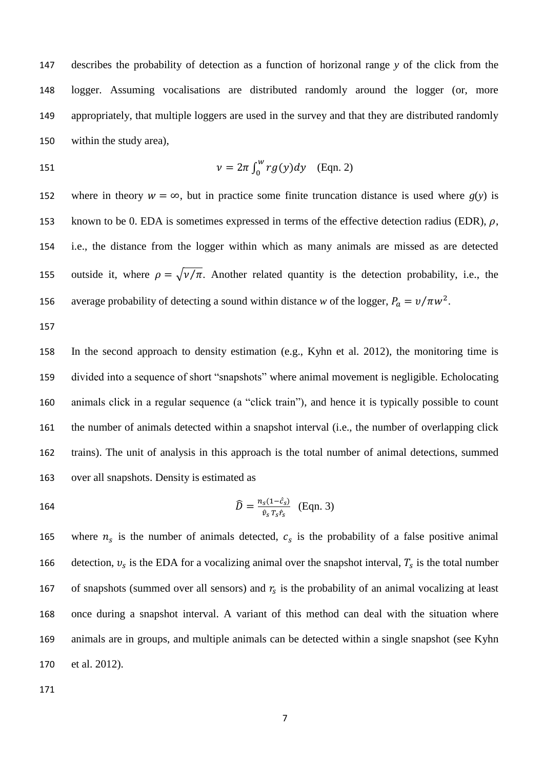describes the probability of detection as a function of horizonal range *y* of the click from the logger. Assuming vocalisations are distributed randomly around the logger (or, more appropriately, that multiple loggers are used in the survey and that they are distributed randomly within the study area),

$$\nu = 2\pi \int_0^w r g(y) dy \quad \text{(Eqn. 2)}$$

where in theory $w = \infty$, but in practice some finite truncation distance is used where $g(y)$ is known to be 0. EDA is sometimes expressed in terms of the effective detection radius (EDR), $\rho$, i.e., the distance from the logger within which as many animals are missed as are detected outside it, where $\rho = \sqrt{\nu/\pi}$. Another related quantity is the detection probability, i.e., the average probability of detecting a sound within distance *w* of the logger, $P_a = \upsilon/\pi w^2$.

In the second approach to density estimation (e.g., Kyhn et al. 2012), the monitoring time is divided into a sequence of short "snapshots" where animal movement is negligible. Echolocating animals click in a regular sequence (a "click train"), and hence it is typically possible to count the number of animals detected within a snapshot interval (i.e., the number of overlapping click trains). The unit of analysis in this approach is the total number of animal detections, summed over all snapshots. Density is estimated as

$$\hat{D} = \frac{n_s(1-\hat{c}_s)}{\hat{\upsilon}_s T_s \hat{r}_s} \quad \text{(Eqn. 3)}$$

where $n_s$ is the number of animals detected, $c_s$ is the probability of a false positive animal detection, $\upsilon_s$ is the EDA for a vocalizing animal over the snapshot interval, $T_s$ is the total number of snapshots (summed over all sensors) and $r_s$ is the probability of an animal vocalizing at least once during a snapshot interval. A variant of this method can deal with the situation where animals are in groups, and multiple animals can be detected within a single snapshot (see Kyhn et al. 2012).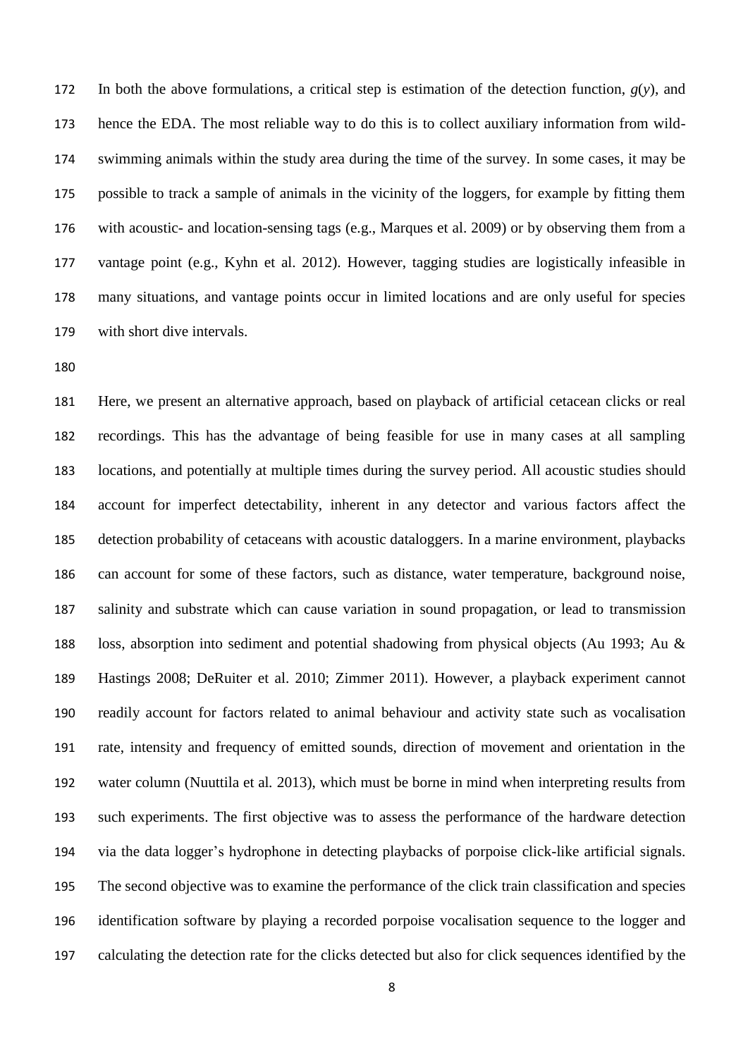In both the above formulations, a critical step is estimation of the detection function, $g(y)$, and hence the EDA. The most reliable way to do this is to collect auxiliary information from wild-swimming animals within the study area during the time of the survey. In some cases, it may be possible to track a sample of animals in the vicinity of the loggers, for example by fitting them with acoustic- and location-sensing tags (e.g., Marques et al. 2009) or by observing them from a vantage point (e.g., Kyhn et al. 2012). However, tagging studies are logistically infeasible in many situations, and vantage points occur in limited locations and are only useful for species with short dive intervals.

Here, we present an alternative approach, based on playback of artificial cetacean clicks or real recordings. This has the advantage of being feasible for use in many cases at all sampling locations, and potentially at multiple times during the survey period. All acoustic studies should account for imperfect detectability, inherent in any detector and various factors affect the detection probability of cetaceans with acoustic dataloggers. In a marine environment, playbacks can account for some of these factors, such as distance, water temperature, background noise, salinity and substrate which can cause variation in sound propagation, or lead to transmission loss, absorption into sediment and potential shadowing from physical objects (Au 1993; Au & Hastings 2008; DeRuiter et al. 2010; Zimmer 2011). However, a playback experiment cannot readily account for factors related to animal behaviour and activity state such as vocalisation rate, intensity and frequency of emitted sounds, direction of movement and orientation in the water column (Nuuttila et al*.* 2013), which must be borne in mind when interpreting results from such experiments. The first objective was to assess the performance of the hardware detection via the data logger's hydrophone in detecting playbacks of porpoise click-like artificial signals. The second objective was to examine the performance of the click train classification and species identification software by playing a recorded porpoise vocalisation sequence to the logger and calculating the detection rate for the clicks detected but also for click sequences identified by the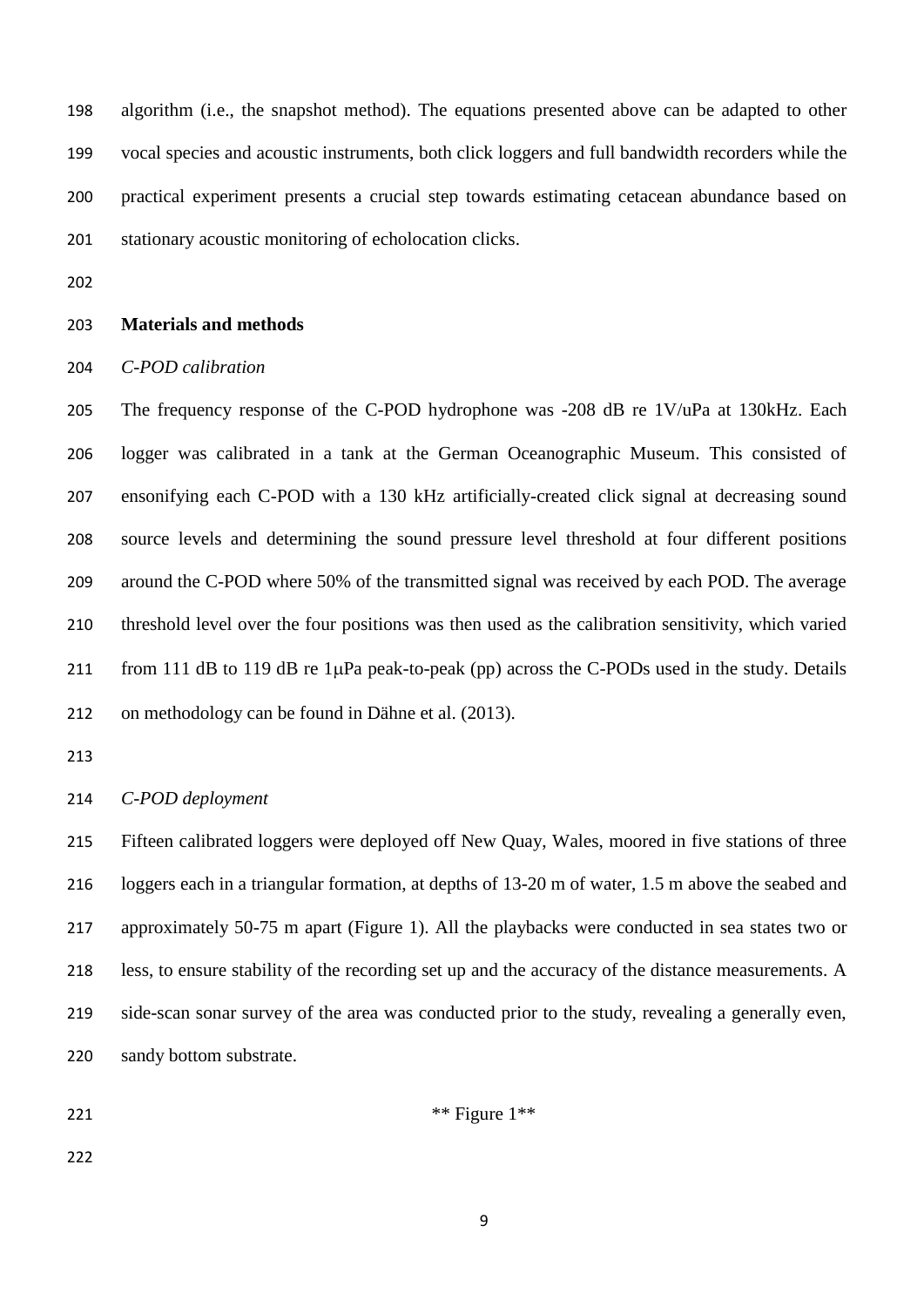algorithm (i.e., the snapshot method). The equations presented above can be adapted to other vocal species and acoustic instruments, both click loggers and full bandwidth recorders while the practical experiment presents a crucial step towards estimating cetacean abundance based on stationary acoustic monitoring of echolocation clicks.

## Materials and methods

### *C-POD calibration*

The frequency response of the C-POD hydrophone was -208 dB re 1V/uPa at 130kHz. Each logger was calibrated in a tank at the German Oceanographic Museum. This consisted of ensonifying each C-POD with a 130 kHz artificially-created click signal at decreasing sound source levels and determining the sound pressure level threshold at four different positions around the C-POD where 50% of the transmitted signal was received by each POD. The average threshold level over the four positions was then used as the calibration sensitivity, which varied from 111 dB to 119 dB re 1μPa peak-to-peak (pp) across the C-PODs used in the study. Details on methodology can be found in Dähne et al. (2013).

### *C-POD deployment*

Fifteen calibrated loggers were deployed off New Quay, Wales, moored in five stations of three loggers each in a triangular formation, at depths of 13-20 m of water, 1.5 m above the seabed and approximately 50-75 m apart (Figure 1). All the playbacks were conducted in sea states two or less, to ensure stability of the recording set up and the accuracy of the distance measurements. A side-scan sonar survey of the area was conducted prior to the study, revealing a generally even, sandy bottom substrate.

** Figure 1**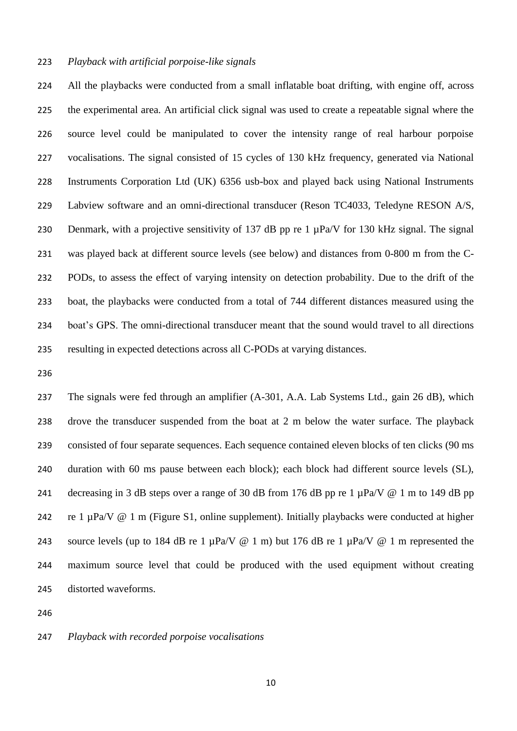*Playback with artificial porpoise-like signals*

All the playbacks were conducted from a small inflatable boat drifting, with engine off, across the experimental area. An artificial click signal was used to create a repeatable signal where the source level could be manipulated to cover the intensity range of real harbour porpoise vocalisations. The signal consisted of 15 cycles of 130 kHz frequency, generated via National Instruments Corporation Ltd (UK) 6356 usb-box and played back using National Instruments Labview software and an omni-directional transducer (Reson TC4033, Teledyne RESON A/S, Denmark, with a projective sensitivity of 137 dB pp re 1 µPa/V for 130 kHz signal. The signal was played back at different source levels (see below) and distances from 0-800 m from the C-PODs, to assess the effect of varying intensity on detection probability. Due to the drift of the boat, the playbacks were conducted from a total of 744 different distances measured using the boat's GPS. The omni-directional transducer meant that the sound would travel to all directions resulting in expected detections across all C-PODs at varying distances.

The signals were fed through an amplifier (A-301, A.A. Lab Systems Ltd., gain 26 dB), which drove the transducer suspended from the boat at 2 m below the water surface. The playback consisted of four separate sequences. Each sequence contained eleven blocks of ten clicks (90 ms duration with 60 ms pause between each block); each block had different source levels (SL), decreasing in 3 dB steps over a range of 30 dB from 176 dB pp re 1 µPa/V @ 1 m to 149 dB pp re 1 µPa/V @ 1 m (Figure S1, online supplement). Initially playbacks were conducted at higher source levels (up to 184 dB re 1 µPa/V @ 1 m) but 176 dB re 1 µPa/V @ 1 m represented the maximum source level that could be produced with the used equipment without creating distorted waveforms.

*Playback with recorded porpoise vocalisations*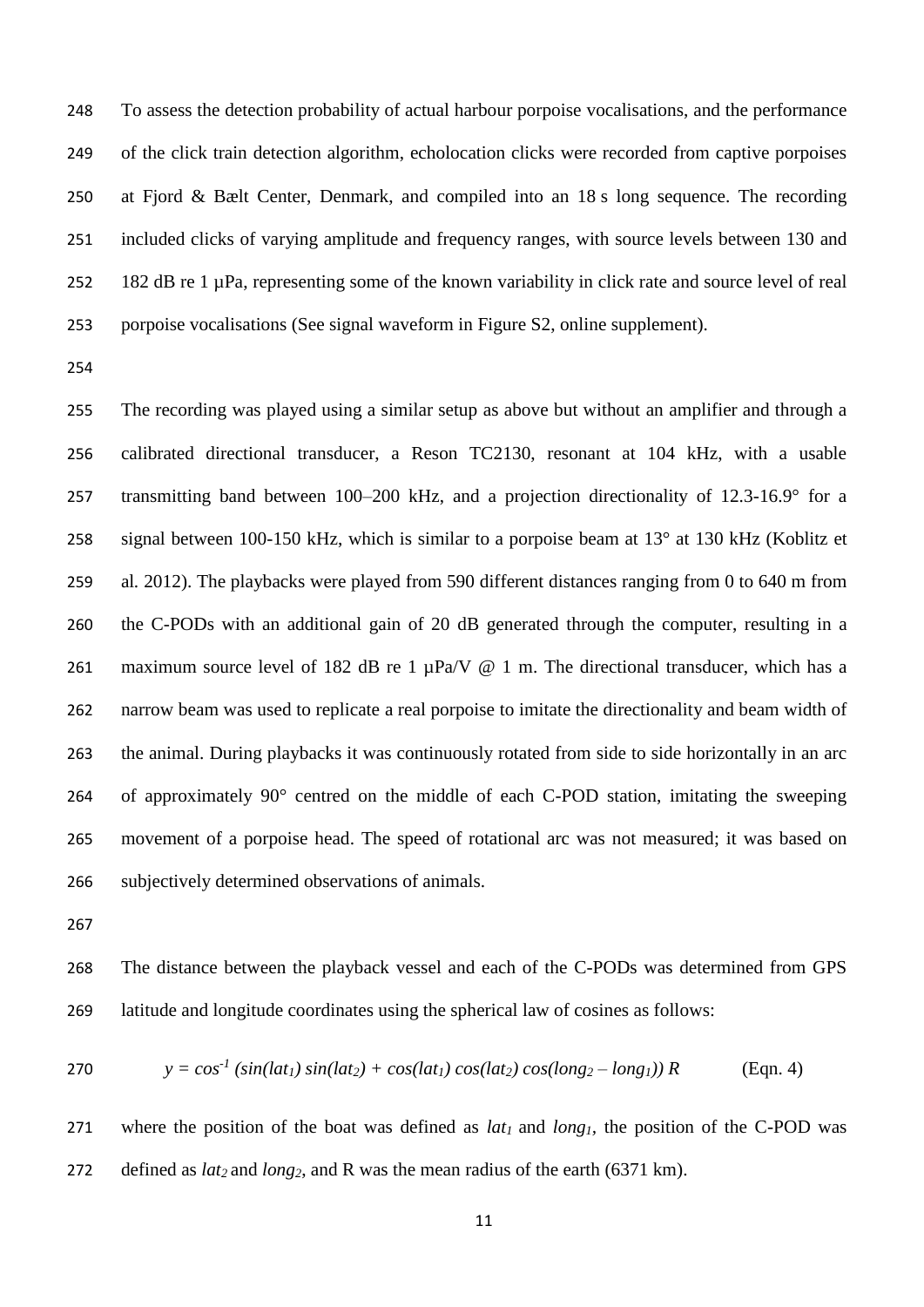To assess the detection probability of actual harbour porpoise vocalisations, and the performance of the click train detection algorithm, echolocation clicks were recorded from captive porpoises at Fjord & Bælt Center, Denmark, and compiled into an 18 s long sequence. The recording included clicks of varying amplitude and frequency ranges, with source levels between 130 and 182 dB re 1 µPa, representing some of the known variability in click rate and source level of real porpoise vocalisations (See signal waveform in Figure S2, online supplement).

The recording was played using a similar setup as above but without an amplifier and through a calibrated directional transducer, a Reson TC2130, resonant at 104 kHz, with a usable transmitting band between 100–200 kHz, and a projection directionality of 12.3-16.9° for a signal between 100-150 kHz, which is similar to a porpoise beam at 13° at 130 kHz (Koblitz et al. 2012). The playbacks were played from 590 different distances ranging from 0 to 640 m from the C-PODs with an additional gain of 20 dB generated through the computer, resulting in a maximum source level of 182 dB re 1 µPa/V @ 1 m. The directional transducer, which has a narrow beam was used to replicate a real porpoise to imitate the directionality and beam width of the animal. During playbacks it was continuously rotated from side to side horizontally in an arc of approximately 90° centred on the middle of each C-POD station, imitating the sweeping movement of a porpoise head. The speed of rotational arc was not measured; it was based on subjectively determined observations of animals.

The distance between the playback vessel and each of the C-PODs was determined from GPS latitude and longitude coordinates using the spherical law of cosines as follows:

$$y = \cos^{-1}(\sin(lat_1)\sin(lat_2) + \cos(lat_1)\cos(lat_2)\cos(long_2 - long_1))\,R \qquad \text{(Eqn. 4)}$$

where the position of the boat was defined as $lat_1$ and $long_1$, the position of the C-POD was defined as $lat_2$ and $long_2$, and R was the mean radius of the earth (6371 km).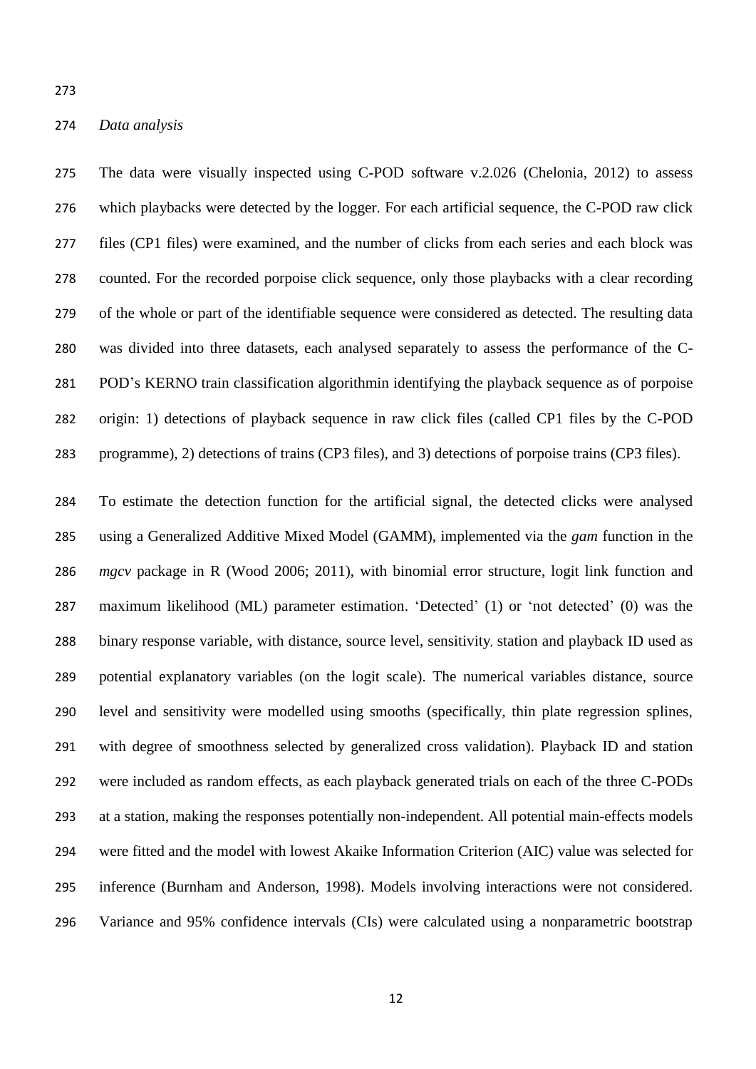*Data analysis*

The data were visually inspected using C-POD software v.2.026 (Chelonia, 2012) to assess which playbacks were detected by the logger. For each artificial sequence, the C-POD raw click files (CP1 files) were examined, and the number of clicks from each series and each block was counted. For the recorded porpoise click sequence, only those playbacks with a clear recording of the whole or part of the identifiable sequence were considered as detected. The resulting data was divided into three datasets, each analysed separately to assess the performance of the C-POD's KERNO train classification algorithmin identifying the playback sequence as of porpoise origin: 1) detections of playback sequence in raw click files (called CP1 files by the C-POD programme), 2) detections of trains (CP3 files), and 3) detections of porpoise trains (CP3 files).

To estimate the detection function for the artificial signal, the detected clicks were analysed using a Generalized Additive Mixed Model (GAMM), implemented via the *gam* function in the *mgcv* package in R (Wood 2006; 2011), with binomial error structure, logit link function and maximum likelihood (ML) parameter estimation. 'Detected' (1) or 'not detected' (0) was the binary response variable, with distance, source level, sensitivity, station and playback ID used as potential explanatory variables (on the logit scale). The numerical variables distance, source level and sensitivity were modelled using smooths (specifically, thin plate regression splines, with degree of smoothness selected by generalized cross validation). Playback ID and station were included as random effects, as each playback generated trials on each of the three C-PODs at a station, making the responses potentially non-independent. All potential main-effects models were fitted and the model with lowest Akaike Information Criterion (AIC) value was selected for inference (Burnham and Anderson, 1998). Models involving interactions were not considered. Variance and 95% confidence intervals (CIs) were calculated using a nonparametric bootstrap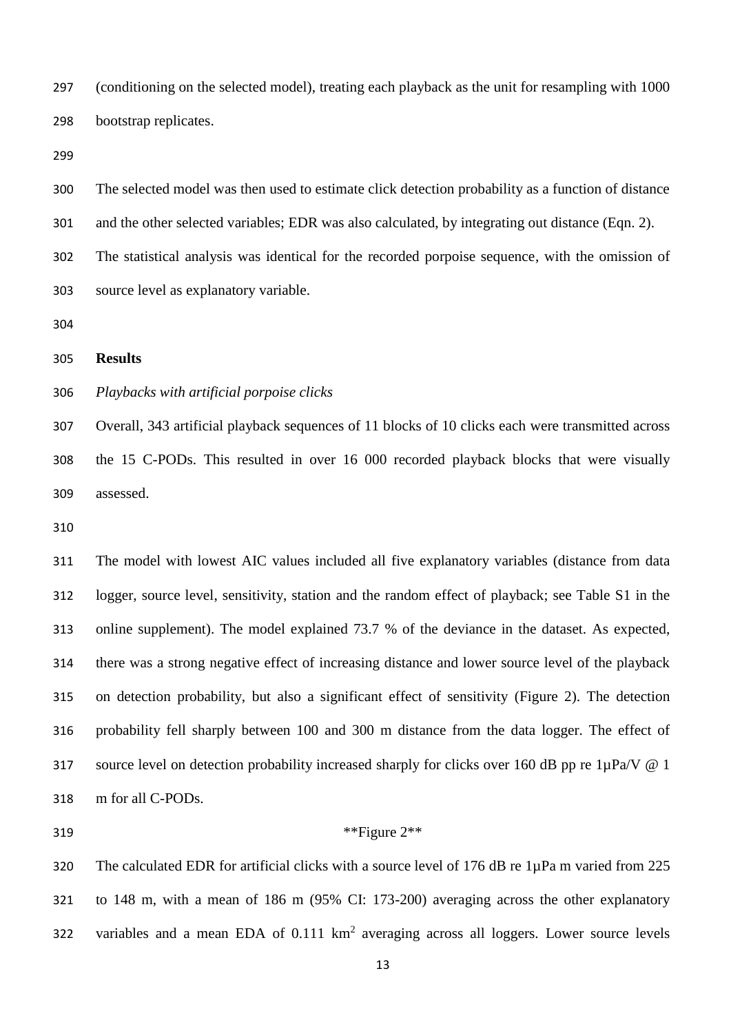(conditioning on the selected model), treating each playback as the unit for resampling with 1000 bootstrap replicates.

The selected model was then used to estimate click detection probability as a function of distance and the other selected variables; EDR was also calculated, by integrating out distance (Eqn. 2). The statistical analysis was identical for the recorded porpoise sequence, with the omission of source level as explanatory variable.

## Results

*Playbacks with artificial porpoise clicks*

Overall, 343 artificial playback sequences of 11 blocks of 10 clicks each were transmitted across the 15 C-PODs. This resulted in over 16 000 recorded playback blocks that were visually assessed.

The model with lowest AIC values included all five explanatory variables (distance from data logger, source level, sensitivity, station and the random effect of playback; see Table S1 in the online supplement). The model explained 73.7 % of the deviance in the dataset. As expected, there was a strong negative effect of increasing distance and lower source level of the playback on detection probability, but also a significant effect of sensitivity (Figure 2). The detection probability fell sharply between 100 and 300 m distance from the data logger. The effect of source level on detection probability increased sharply for clicks over 160 dB pp re 1µPa/V @ 1 m for all C-PODs.

**Figure 2**

The calculated EDR for artificial clicks with a source level of 176 dB re 1µPa m varied from 225 to 148 m, with a mean of 186 m (95% CI: 173-200) averaging across the other explanatory variables and a mean EDA of 0.111 $km^2$ averaging across all loggers. Lower source levels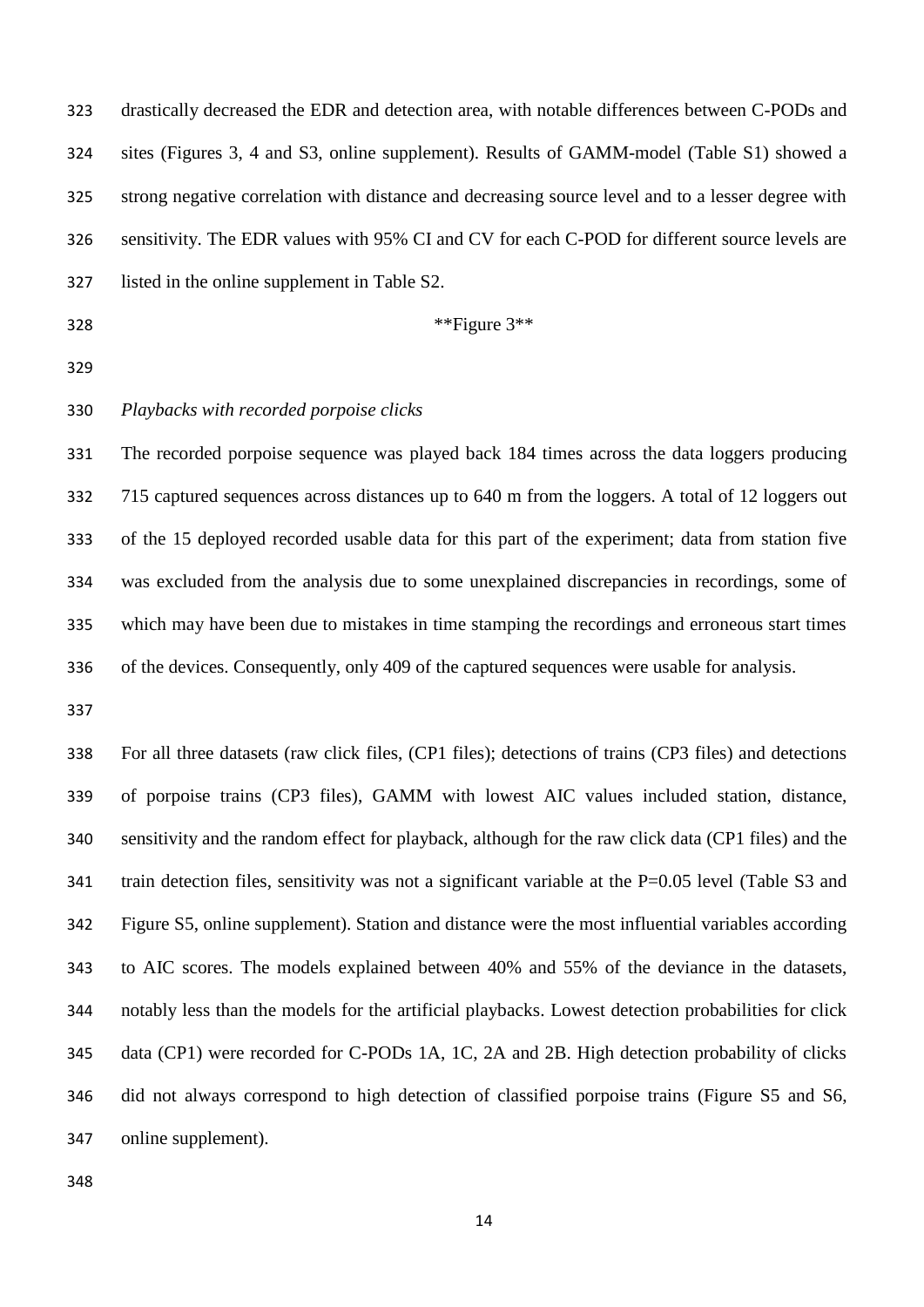drastically decreased the EDR and detection area, with notable differences between C-PODs and sites (Figures 3, 4 and S3, online supplement). Results of GAMM-model (Table S1) showed a strong negative correlation with distance and decreasing source level and to a lesser degree with sensitivity. The EDR values with 95% CI and CV for each C-POD for different source levels are listed in the online supplement in Table S2.

**Figure 3**

*Playbacks with recorded porpoise clicks*

The recorded porpoise sequence was played back 184 times across the data loggers producing 715 captured sequences across distances up to 640 m from the loggers. A total of 12 loggers out of the 15 deployed recorded usable data for this part of the experiment; data from station five was excluded from the analysis due to some unexplained discrepancies in recordings, some of which may have been due to mistakes in time stamping the recordings and erroneous start times of the devices. Consequently, only 409 of the captured sequences were usable for analysis.

For all three datasets (raw click files, (CP1 files); detections of trains (CP3 files) and detections of porpoise trains (CP3 files), GAMM with lowest AIC values included station, distance, sensitivity and the random effect for playback, although for the raw click data (CP1 files) and the train detection files, sensitivity was not a significant variable at the P=0.05 level (Table S3 and Figure S5, online supplement). Station and distance were the most influential variables according to AIC scores. The models explained between 40% and 55% of the deviance in the datasets, notably less than the models for the artificial playbacks. Lowest detection probabilities for click data (CP1) were recorded for C-PODs 1A, 1C, 2A and 2B. High detection probability of clicks did not always correspond to high detection of classified porpoise trains (Figure S5 and S6, online supplement).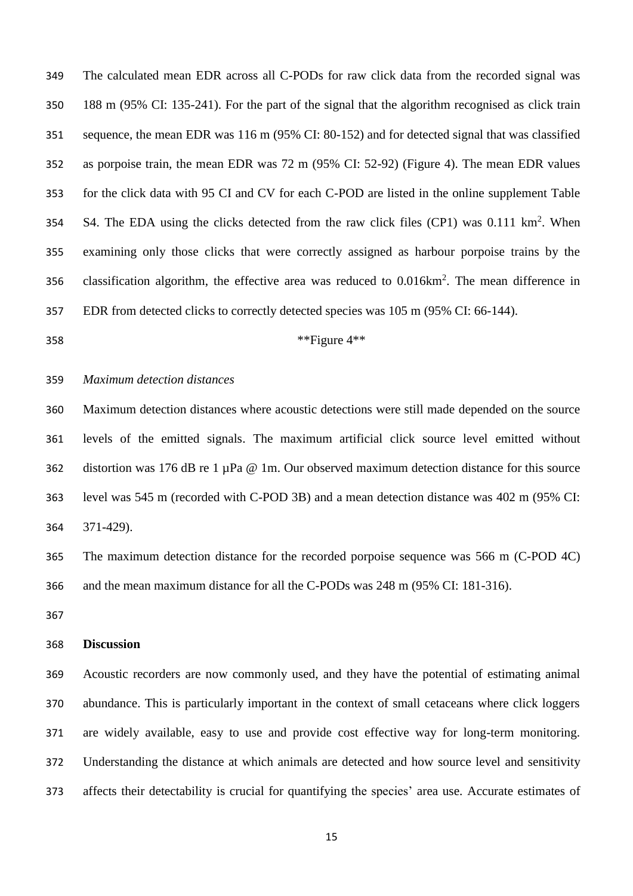The calculated mean EDR across all C-PODs for raw click data from the recorded signal was 188 m (95% CI: 135-241). For the part of the signal that the algorithm recognised as click train sequence, the mean EDR was 116 m (95% CI: 80-152) and for detected signal that was classified as porpoise train, the mean EDR was 72 m (95% CI: 52-92) (Figure 4). The mean EDR values for the click data with 95 CI and CV for each C-POD are listed in the online supplement Table S4. The EDA using the clicks detected from the raw click files (CP1) was 0.111 $km^2$. When examining only those clicks that were correctly assigned as harbour porpoise trains by the classification algorithm, the effective area was reduced to 0.016$km^2$. The mean difference in EDR from detected clicks to correctly detected species was 105 m (95% CI: 66-144).

**Figure 4**

*Maximum detection distances*

Maximum detection distances where acoustic detections were still made depended on the source levels of the emitted signals. The maximum artificial click source level emitted without distortion was 176 dB re 1 µPa @ 1m. Our observed maximum detection distance for this source level was 545 m (recorded with C-POD 3B) and a mean detection distance was 402 m (95% CI: 371-429).

The maximum detection distance for the recorded porpoise sequence was 566 m (C-POD 4C) and the mean maximum distance for all the C-PODs was 248 m (95% CI: 181-316).

## Discussion

Acoustic recorders are now commonly used, and they have the potential of estimating animal abundance. This is particularly important in the context of small cetaceans where click loggers are widely available, easy to use and provide cost effective way for long-term monitoring. Understanding the distance at which animals are detected and how source level and sensitivity affects their detectability is crucial for quantifying the species' area use. Accurate estimates of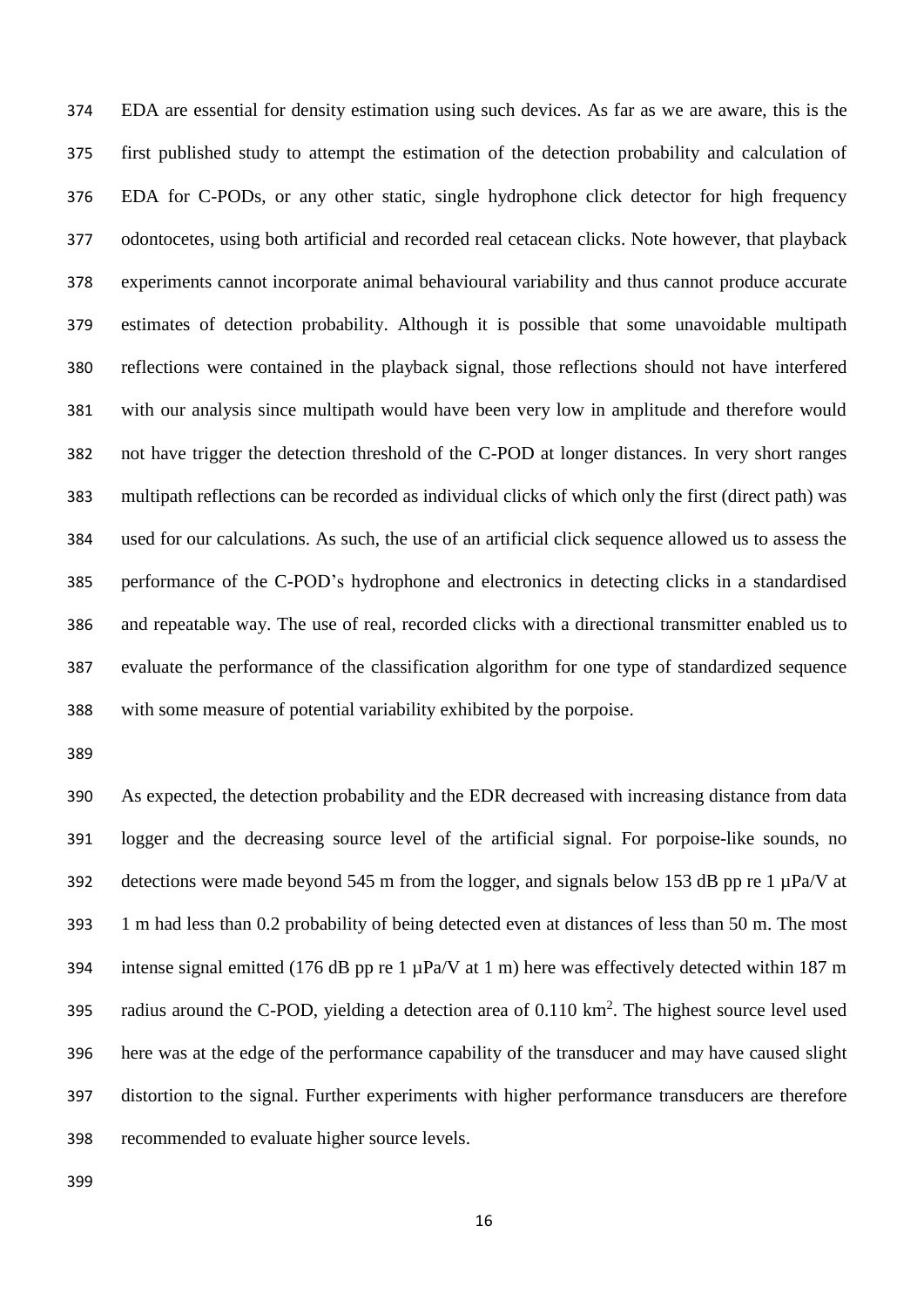EDA are essential for density estimation using such devices. As far as we are aware, this is the first published study to attempt the estimation of the detection probability and calculation of EDA for C-PODs, or any other static, single hydrophone click detector for high frequency odontocetes, using both artificial and recorded real cetacean clicks. Note however, that playback experiments cannot incorporate animal behavioural variability and thus cannot produce accurate estimates of detection probability. Although it is possible that some unavoidable multipath reflections were contained in the playback signal, those reflections should not have interfered with our analysis since multipath would have been very low in amplitude and therefore would not have trigger the detection threshold of the C-POD at longer distances. In very short ranges multipath reflections can be recorded as individual clicks of which only the first (direct path) was used for our calculations. As such, the use of an artificial click sequence allowed us to assess the performance of the C-POD's hydrophone and electronics in detecting clicks in a standardised and repeatable way. The use of real, recorded clicks with a directional transmitter enabled us to evaluate the performance of the classification algorithm for one type of standardized sequence with some measure of potential variability exhibited by the porpoise.

As expected, the detection probability and the EDR decreased with increasing distance from data logger and the decreasing source level of the artificial signal. For porpoise-like sounds, no detections were made beyond 545 m from the logger, and signals below 153 dB pp re 1 µPa/V at 1 m had less than 0.2 probability of being detected even at distances of less than 50 m. The most intense signal emitted (176 dB pp re 1 µPa/V at 1 m) here was effectively detected within 187 m radius around the C-POD, yielding a detection area of 0.110 km$^2$. The highest source level used here was at the edge of the performance capability of the transducer and may have caused slight distortion to the signal. Further experiments with higher performance transducers are therefore recommended to evaluate higher source levels.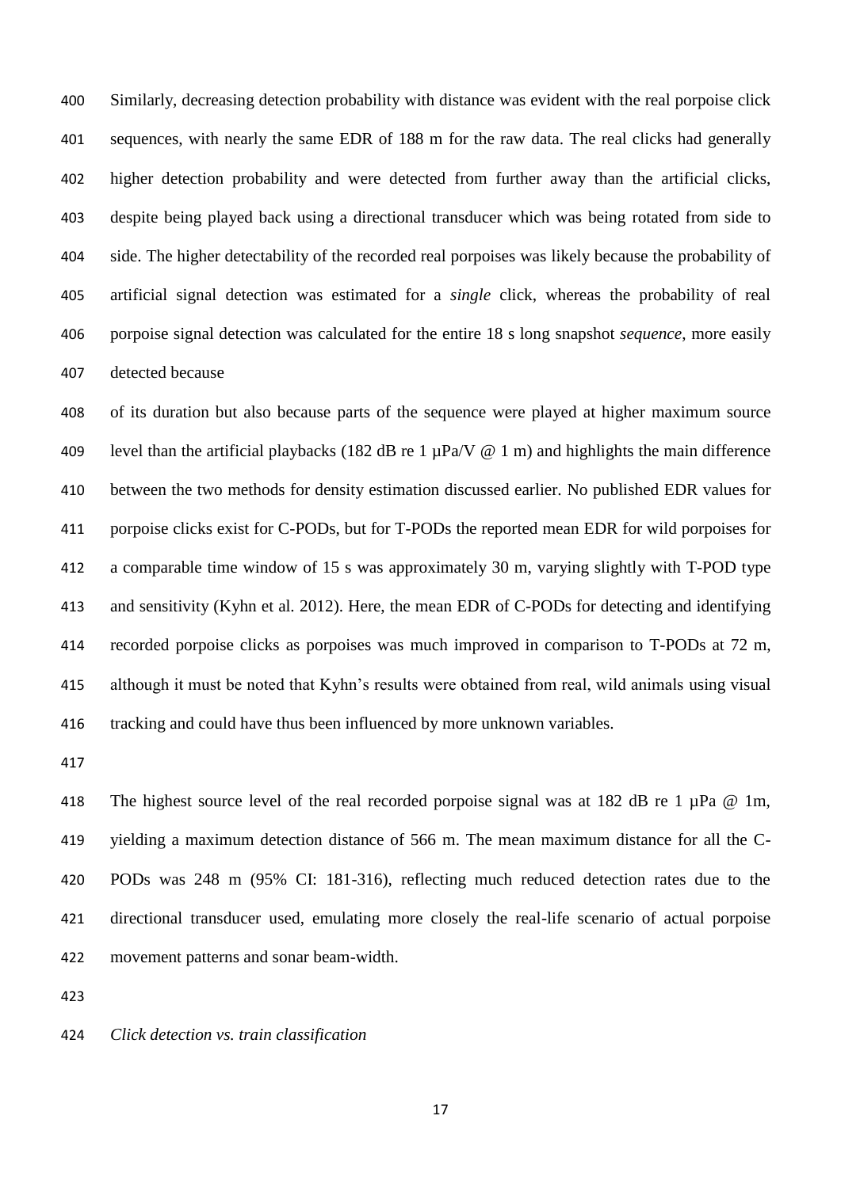Similarly, decreasing detection probability with distance was evident with the real porpoise click sequences, with nearly the same EDR of 188 m for the raw data. The real clicks had generally higher detection probability and were detected from further away than the artificial clicks, despite being played back using a directional transducer which was being rotated from side to side. The higher detectability of the recorded real porpoises was likely because the probability of artificial signal detection was estimated for a *single* click, whereas the probability of real porpoise signal detection was calculated for the entire 18 s long snapshot *sequence*, more easily detected because

of its duration but also because parts of the sequence were played at higher maximum source level than the artificial playbacks (182 dB re 1 µPa/V @ 1 m) and highlights the main difference between the two methods for density estimation discussed earlier. No published EDR values for porpoise clicks exist for C-PODs, but for T-PODs the reported mean EDR for wild porpoises for a comparable time window of 15 s was approximately 30 m, varying slightly with T-POD type and sensitivity (Kyhn et al. 2012). Here, the mean EDR of C-PODs for detecting and identifying recorded porpoise clicks as porpoises was much improved in comparison to T-PODs at 72 m, although it must be noted that Kyhn's results were obtained from real, wild animals using visual tracking and could have thus been influenced by more unknown variables.

The highest source level of the real recorded porpoise signal was at 182 dB re 1 µPa @ 1m, yielding a maximum detection distance of 566 m. The mean maximum distance for all the C-PODs was 248 m (95% CI: 181-316), reflecting much reduced detection rates due to the directional transducer used, emulating more closely the real-life scenario of actual porpoise movement patterns and sonar beam-width.

*Click detection vs. train classification*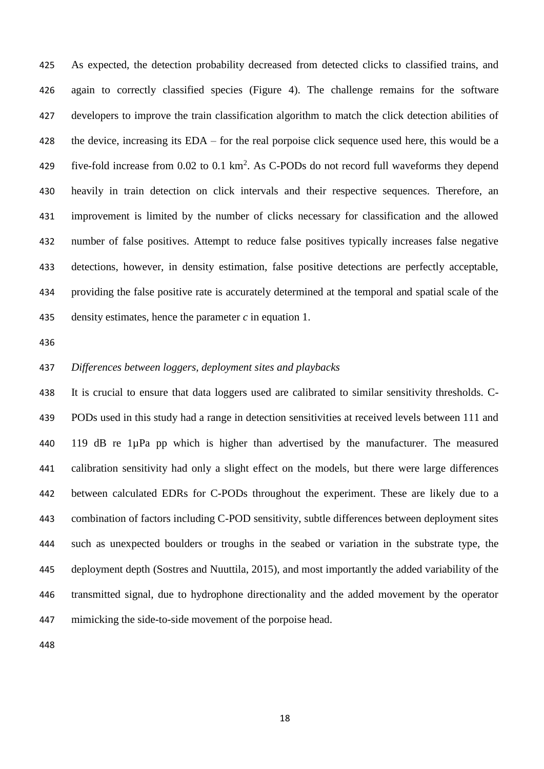As expected, the detection probability decreased from detected clicks to classified trains, and again to correctly classified species (Figure 4). The challenge remains for the software developers to improve the train classification algorithm to match the click detection abilities of the device, increasing its EDA – for the real porpoise click sequence used here, this would be a five-fold increase from 0.02 to 0.1 km$^2$. As C-PODs do not record full waveforms they depend heavily in train detection on click intervals and their respective sequences. Therefore, an improvement is limited by the number of clicks necessary for classification and the allowed number of false positives. Attempt to reduce false positives typically increases false negative detections, however, in density estimation, false positive detections are perfectly acceptable, providing the false positive rate is accurately determined at the temporal and spatial scale of the density estimates, hence the parameter $c$ in equation 1.

*Differences between loggers, deployment sites and playbacks*

It is crucial to ensure that data loggers used are calibrated to similar sensitivity thresholds. C-PODs used in this study had a range in detection sensitivities at received levels between 111 and 119 dB re 1µPa pp which is higher than advertised by the manufacturer. The measured calibration sensitivity had only a slight effect on the models, but there were large differences between calculated EDRs for C-PODs throughout the experiment. These are likely due to a combination of factors including C-POD sensitivity, subtle differences between deployment sites such as unexpected boulders or troughs in the seabed or variation in the substrate type, the deployment depth (Sostres and Nuuttila, 2015), and most importantly the added variability of the transmitted signal, due to hydrophone directionality and the added movement by the operator mimicking the side-to-side movement of the porpoise head.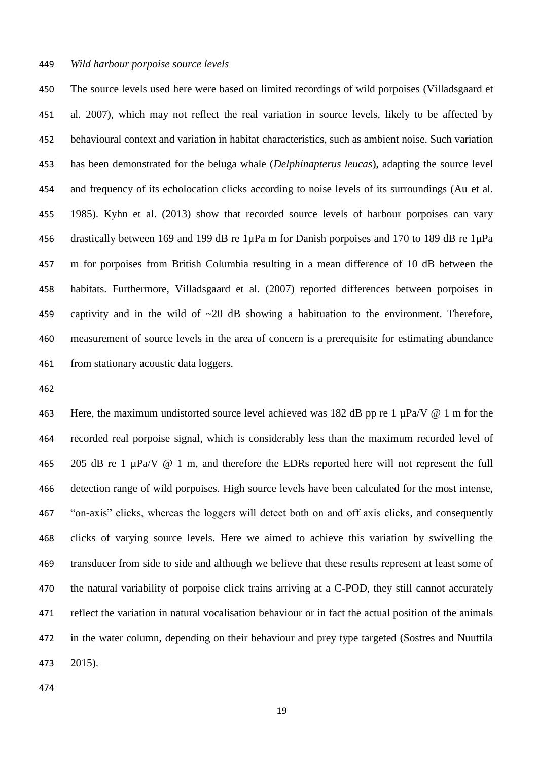*Wild harbour porpoise source levels*

The source levels used here were based on limited recordings of wild porpoises (Villadsgaard et al. 2007), which may not reflect the real variation in source levels, likely to be affected by behavioural context and variation in habitat characteristics, such as ambient noise. Such variation has been demonstrated for the beluga whale (*Delphinapterus leucas*), adapting the source level and frequency of its echolocation clicks according to noise levels of its surroundings (Au et al. 1985). Kyhn et al. (2013) show that recorded source levels of harbour porpoises can vary drastically between 169 and 199 dB re 1µPa m for Danish porpoises and 170 to 189 dB re 1µPa m for porpoises from British Columbia resulting in a mean difference of 10 dB between the habitats. Furthermore, Villadsgaard et al. (2007) reported differences between porpoises in captivity and in the wild of ~20 dB showing a habituation to the environment. Therefore, measurement of source levels in the area of concern is a prerequisite for estimating abundance from stationary acoustic data loggers.

Here, the maximum undistorted source level achieved was 182 dB pp re 1 µPa/V @ 1 m for the recorded real porpoise signal, which is considerably less than the maximum recorded level of 205 dB re 1 µPa/V @ 1 m, and therefore the EDRs reported here will not represent the full detection range of wild porpoises. High source levels have been calculated for the most intense, "on-axis" clicks, whereas the loggers will detect both on and off axis clicks, and consequently clicks of varying source levels. Here we aimed to achieve this variation by swivelling the transducer from side to side and although we believe that these results represent at least some of the natural variability of porpoise click trains arriving at a C-POD, they still cannot accurately reflect the variation in natural vocalisation behaviour or in fact the actual position of the animals in the water column, depending on their behaviour and prey type targeted (Sostres and Nuuttila 2015).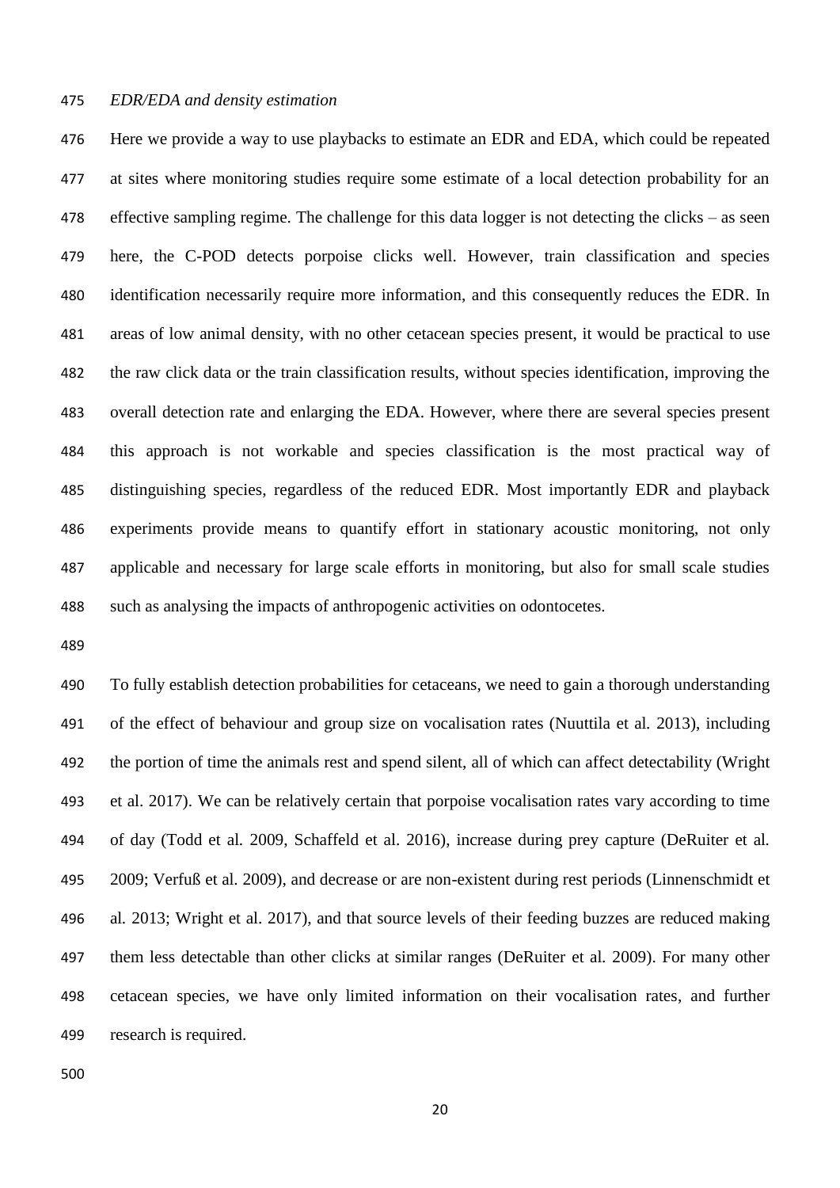*EDR/EDA and density estimation*

Here we provide a way to use playbacks to estimate an EDR and EDA, which could be repeated at sites where monitoring studies require some estimate of a local detection probability for an effective sampling regime. The challenge for this data logger is not detecting the clicks – as seen here, the C-POD detects porpoise clicks well. However, train classification and species identification necessarily require more information, and this consequently reduces the EDR. In areas of low animal density, with no other cetacean species present, it would be practical to use the raw click data or the train classification results, without species identification, improving the overall detection rate and enlarging the EDA. However, where there are several species present this approach is not workable and species classification is the most practical way of distinguishing species, regardless of the reduced EDR. Most importantly EDR and playback experiments provide means to quantify effort in stationary acoustic monitoring, not only applicable and necessary for large scale efforts in monitoring, but also for small scale studies such as analysing the impacts of anthropogenic activities on odontocetes.

To fully establish detection probabilities for cetaceans, we need to gain a thorough understanding of the effect of behaviour and group size on vocalisation rates (Nuuttila et al. 2013), including the portion of time the animals rest and spend silent, all of which can affect detectability (Wright et al. 2017). We can be relatively certain that porpoise vocalisation rates vary according to time of day (Todd et al. 2009, Schaffeld et al. 2016), increase during prey capture (DeRuiter et al. 2009; Verfuß et al. 2009), and decrease or are non-existent during rest periods (Linnenschmidt et al. 2013; Wright et al. 2017), and that source levels of their feeding buzzes are reduced making them less detectable than other clicks at similar ranges (DeRuiter et al. 2009). For many other cetacean species, we have only limited information on their vocalisation rates, and further research is required.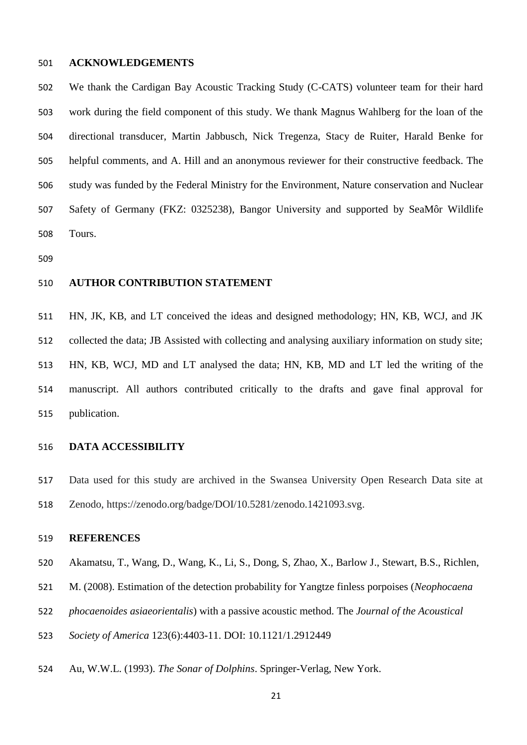## ACKNOWLEDGEMENTS

We thank the Cardigan Bay Acoustic Tracking Study (C-CATS) volunteer team for their hard work during the field component of this study. We thank Magnus Wahlberg for the loan of the directional transducer, Martin Jabbusch, Nick Tregenza, Stacy de Ruiter, Harald Benke for helpful comments, and A. Hill and an anonymous reviewer for their constructive feedback. The study was funded by the Federal Ministry for the Environment, Nature conservation and Nuclear Safety of Germany (FKZ: 0325238), Bangor University and supported by SeaMôr Wildlife Tours.

## AUTHOR CONTRIBUTION STATEMENT

HN, JK, KB, and LT conceived the ideas and designed methodology; HN, KB, WCJ, and JK collected the data; JB Assisted with collecting and analysing auxiliary information on study site; HN, KB, WCJ, MD and LT analysed the data; HN, KB, MD and LT led the writing of the manuscript. All authors contributed critically to the drafts and gave final approval for publication.

## DATA ACCESSIBILITY

Data used for this study are archived in the Swansea University Open Research Data site at Zenodo, https://zenodo.org/badge/DOI/10.5281/zenodo.1421093.svg.

## REFERENCES

Akamatsu, T., Wang, D., Wang, K., Li, S., Dong, S, Zhao, X., Barlow J., Stewart, B.S., Richlen, M. (2008). Estimation of the detection probability for Yangtze finless porpoises (*Neophocaena phocaenoides asiaeorientalis*) with a passive acoustic method. The *Journal of the Acoustical Society of America* 123(6):4403-11. DOI: 10.1121/1.2912449

Au, W.W.L. (1993). *The Sonar of Dolphins*. Springer-Verlag, New York.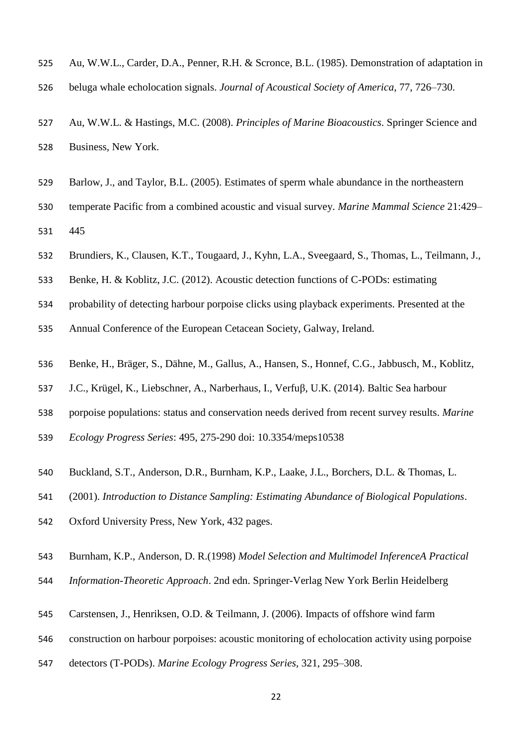Au, W.W.L., Carder, D.A., Penner, R.H. & Scronce, B.L. (1985). Demonstration of adaptation in beluga whale echolocation signals. *Journal of Acoustical Society of America*, 77, 726–730.

Au, W.W.L. & Hastings, M.C. (2008). *Principles of Marine Bioacoustics*. Springer Science and Business, New York.

Barlow, J., and Taylor, B.L. (2005). Estimates of sperm whale abundance in the northeastern temperate Pacific from a combined acoustic and visual survey. *Marine Mammal Science* 21:429–445

Brundiers, K., Clausen, K.T., Tougaard, J., Kyhn, L.A., Sveegaard, S., Thomas, L., Teilmann, J., Benke, H. & Koblitz, J.C. (2012). Acoustic detection functions of C-PODs: estimating probability of detecting harbour porpoise clicks using playback experiments. Presented at the Annual Conference of the European Cetacean Society, Galway, Ireland.

Benke, H., Bräger, S., Dähne, M., Gallus, A., Hansen, S., Honnef, C.G., Jabbusch, M., Koblitz, J.C., Krügel, K., Liebschner, A., Narberhaus, I., Verfuβ, U.K. (2014). Baltic Sea harbour porpoise populations: status and conservation needs derived from recent survey results. *Marine Ecology Progress Series*: 495, 275-290 doi: 10.3354/meps10538

Buckland, S.T., Anderson, D.R., Burnham, K.P., Laake, J.L., Borchers, D.L. & Thomas, L. (2001). *Introduction to Distance Sampling: Estimating Abundance of Biological Populations*. Oxford University Press, New York, 432 pages.

Burnham, K.P., Anderson, D. R.(1998) *Model Selection and Multimodel InferenceA Practical Information-Theoretic Approach*. 2nd edn. Springer-Verlag New York Berlin Heidelberg

Carstensen, J., Henriksen, O.D. & Teilmann, J. (2006). Impacts of offshore wind farm construction on harbour porpoises: acoustic monitoring of echolocation activity using porpoise detectors (T-PODs). *Marine Ecology Progress Series*, 321, 295–308.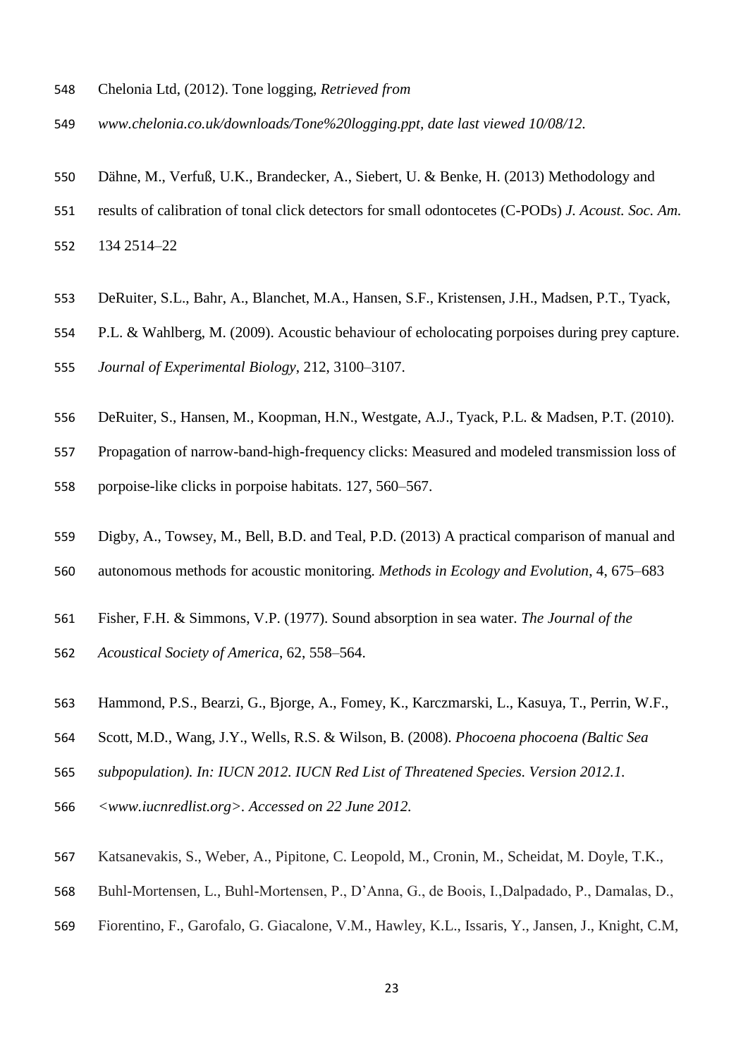Chelonia Ltd, (2012). Tone logging, *Retrieved from www.chelonia.co.uk/downloads/Tone%20logging.ppt, date last viewed 10/08/12.*

Dähne, M., Verfuß, U.K., Brandecker, A., Siebert, U. & Benke, H. (2013) Methodology and results of calibration of tonal click detectors for small odontocetes (C-PODs) *J. Acoust. Soc. Am.* 134 2514–22

DeRuiter, S.L., Bahr, A., Blanchet, M.A., Hansen, S.F., Kristensen, J.H., Madsen, P.T., Tyack, P.L. & Wahlberg, M. (2009). Acoustic behaviour of echolocating porpoises during prey capture. *Journal of Experimental Biology*, 212, 3100–3107.

DeRuiter, S., Hansen, M., Koopman, H.N., Westgate, A.J., Tyack, P.L. & Madsen, P.T. (2010). Propagation of narrow-band-high-frequency clicks: Measured and modeled transmission loss of porpoise-like clicks in porpoise habitats. 127, 560–567.

Digby, A., Towsey, M., Bell, B.D. and Teal, P.D. (2013) A practical comparison of manual and autonomous methods for acoustic monitoring. *Methods in Ecology and Evolution*, 4, 675–683

Fisher, F.H. & Simmons, V.P. (1977). Sound absorption in sea water. *The Journal of the Acoustical Society of America*, 62, 558–564.

Hammond, P.S., Bearzi, G., Bjorge, A., Fomey, K., Karczmarski, L., Kasuya, T., Perrin, W.F., Scott, M.D., Wang, J.Y., Wells, R.S. & Wilson, B. (2008). *Phocoena phocoena (Baltic Sea subpopulation). In: IUCN 2012. IUCN Red List of Threatened Species. Version 2012.1. <www.iucnredlist.org>. Accessed on 22 June 2012.*

Katsanevakis, S., Weber, A., Pipitone, C. Leopold, M., Cronin, M., Scheidat, M. Doyle, T.K., Buhl-Mortensen, L., Buhl-Mortensen, P., D'Anna, G., de Boois, I.,Dalpadado, P., Damalas, D., Fiorentino, F., Garofalo, G. Giacalone, V.M., Hawley, K.L., Issaris, Y., Jansen, J., Knight, C.M,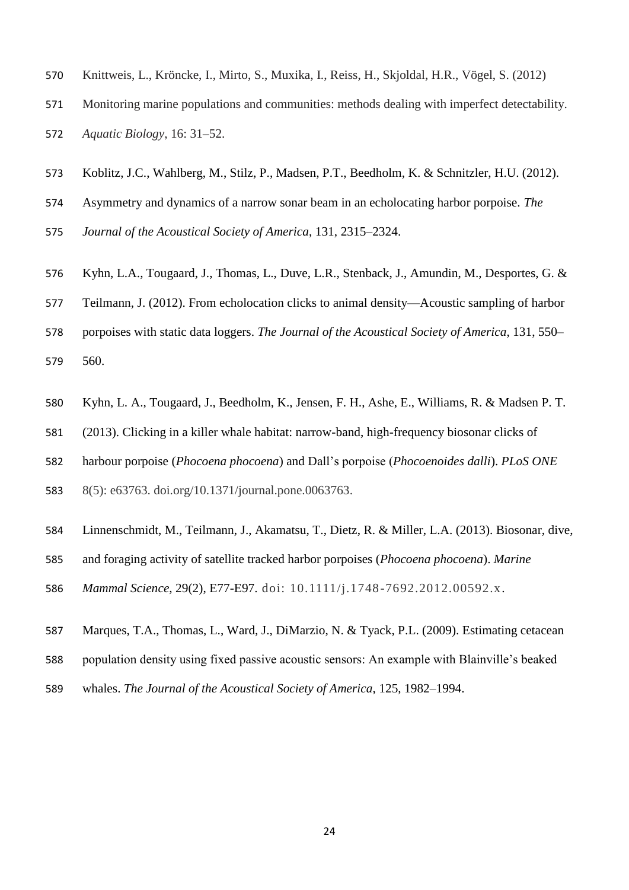Knittweis, L., Kröncke, I., Mirto, S., Muxika, I., Reiss, H., Skjoldal, H.R., Vögel, S. (2012) Monitoring marine populations and communities: methods dealing with imperfect detectability. *Aquatic Biology*, 16: 31–52.

Koblitz, J.C., Wahlberg, M., Stilz, P., Madsen, P.T., Beedholm, K. & Schnitzler, H.U. (2012). Asymmetry and dynamics of a narrow sonar beam in an echolocating harbor porpoise. *The Journal of the Acoustical Society of America*, 131, 2315–2324.

Kyhn, L.A., Tougaard, J., Thomas, L., Duve, L.R., Stenback, J., Amundin, M., Desportes, G. & Teilmann, J. (2012). From echolocation clicks to animal density—Acoustic sampling of harbor porpoises with static data loggers. *The Journal of the Acoustical Society of America*, 131, 550–560.

Kyhn, L. A., Tougaard, J., Beedholm, K., Jensen, F. H., Ashe, E., Williams, R. & Madsen P. T. (2013). Clicking in a killer whale habitat: narrow-band, high-frequency biosonar clicks of harbour porpoise (*Phocoena phocoena*) and Dall's porpoise (*Phocoenoides dalli*). *PLoS ONE* 8(5): e63763. doi.org/10.1371/journal.pone.0063763.

Linnenschmidt, M., Teilmann, J., Akamatsu, T., Dietz, R. & Miller, L.A. (2013). Biosonar, dive, and foraging activity of satellite tracked harbor porpoises (*Phocoena phocoena*). *Marine Mammal Science*, 29(2), E77-E97. doi: 10.1111/j.1748-7692.2012.00592.x.

Marques, T.A., Thomas, L., Ward, J., DiMarzio, N. & Tyack, P.L. (2009). Estimating cetacean population density using fixed passive acoustic sensors: An example with Blainville's beaked whales. *The Journal of the Acoustical Society of America*, 125, 1982–1994.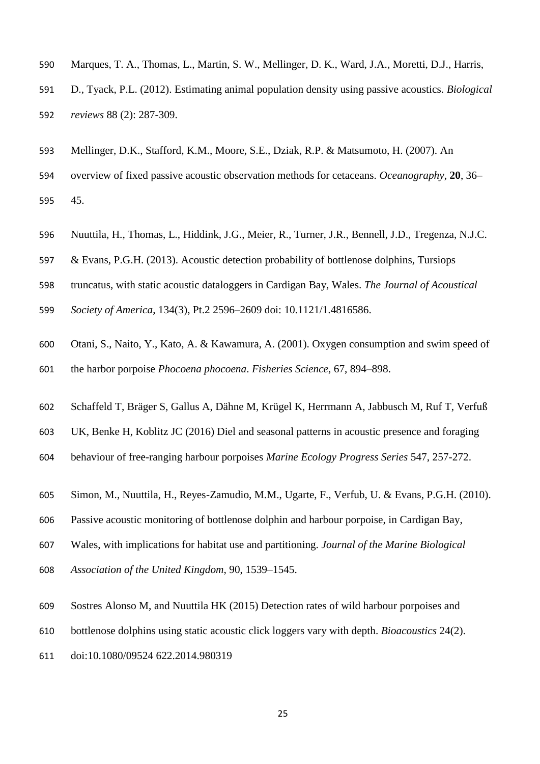Marques, T. A., Thomas, L., Martin, S. W., Mellinger, D. K., Ward, J.A., Moretti, D.J., Harris, D., Tyack, P.L. (2012). Estimating animal population density using passive acoustics. *Biological reviews* 88 (2): 287-309.

Mellinger, D.K., Stafford, K.M., Moore, S.E., Dziak, R.P. & Matsumoto, H. (2007). An overview of fixed passive acoustic observation methods for cetaceans. *Oceanography*, **20**, 36–45.

Nuuttila, H., Thomas, L., Hiddink, J.G., Meier, R., Turner, J.R., Bennell, J.D., Tregenza, N.J.C. & Evans, P.G.H. (2013). Acoustic detection probability of bottlenose dolphins, Tursiops truncatus, with static acoustic dataloggers in Cardigan Bay, Wales. *The Journal of Acoustical Society of America*, 134(3), Pt.2 2596–2609 doi: 10.1121/1.4816586.

Otani, S., Naito, Y., Kato, A. & Kawamura, A. (2001). Oxygen consumption and swim speed of the harbor porpoise *Phocoena phocoena*. *Fisheries Science*, 67, 894–898.

Schaffeld T, Bräger S, Gallus A, Dähne M, Krügel K, Herrmann A, Jabbusch M, Ruf T, Verfuß UK, Benke H, Koblitz JC (2016) Diel and seasonal patterns in acoustic presence and foraging behaviour of free-ranging harbour porpoises *Marine Ecology Progress Series* 547, 257-272.

Simon, M., Nuuttila, H., Reyes-Zamudio, M.M., Ugarte, F., Verfub, U. & Evans, P.G.H. (2010). Passive acoustic monitoring of bottlenose dolphin and harbour porpoise, in Cardigan Bay, Wales, with implications for habitat use and partitioning. *Journal of the Marine Biological Association of the United Kingdom*, 90, 1539–1545.

Sostres Alonso M, and Nuuttila HK (2015) Detection rates of wild harbour porpoises and bottlenose dolphins using static acoustic click loggers vary with depth. *Bioacoustics* 24(2). doi:10.1080/09524 622.2014.980319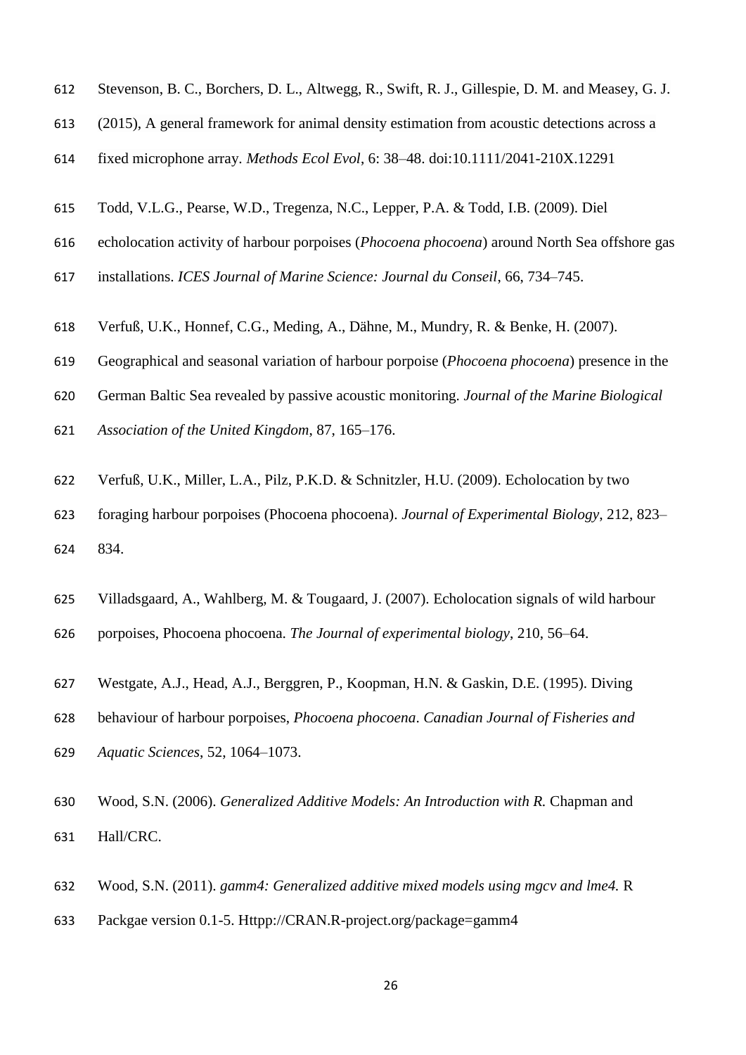Stevenson, B. C., Borchers, D. L., Altwegg, R., Swift, R. J., Gillespie, D. M. and Measey, G. J. (2015), A general framework for animal density estimation from acoustic detections across a fixed microphone array. *Methods Ecol Evol*, 6: 38–48. doi:10.1111/2041-210X.12291

Todd, V.L.G., Pearse, W.D., Tregenza, N.C., Lepper, P.A. & Todd, I.B. (2009). Diel echolocation activity of harbour porpoises (*Phocoena phocoena*) around North Sea offshore gas installations. *ICES Journal of Marine Science: Journal du Conseil*, 66, 734–745.

Verfuß, U.K., Honnef, C.G., Meding, A., Dähne, M., Mundry, R. & Benke, H. (2007). Geographical and seasonal variation of harbour porpoise (*Phocoena phocoena*) presence in the German Baltic Sea revealed by passive acoustic monitoring. *Journal of the Marine Biological Association of the United Kingdom*, 87, 165–176.

Verfuß, U.K., Miller, L.A., Pilz, P.K.D. & Schnitzler, H.U. (2009). Echolocation by two foraging harbour porpoises (Phocoena phocoena). *Journal of Experimental Biology*, 212, 823–834.

Villadsgaard, A., Wahlberg, M. & Tougaard, J. (2007). Echolocation signals of wild harbour porpoises, Phocoena phocoena. *The Journal of experimental biology*, 210, 56–64.

Westgate, A.J., Head, A.J., Berggren, P., Koopman, H.N. & Gaskin, D.E. (1995). Diving behaviour of harbour porpoises, *Phocoena phocoena*. *Canadian Journal of Fisheries and Aquatic Sciences*, 52, 1064–1073.

Wood, S.N. (2006). *Generalized Additive Models: An Introduction with R.* Chapman and Hall/CRC.

Wood, S.N. (2011). *gamm4: Generalized additive mixed models using mgcv and lme4.* R Packgae version 0.1-5. Httpp://CRAN.R-project.org/package=gamm4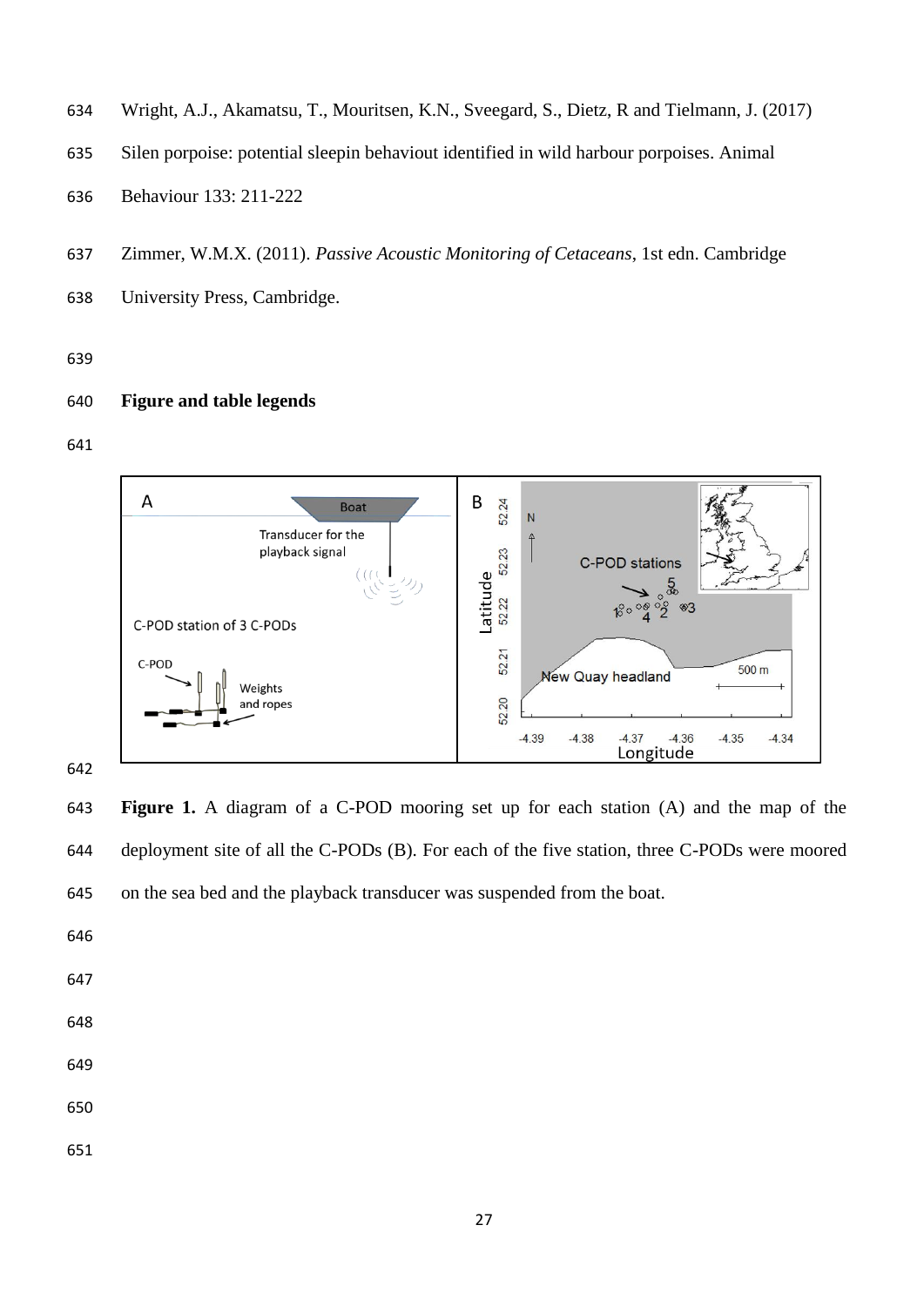Wright, A.J., Akamatsu, T., Mouritsen, K.N., Sveegard, S., Dietz, R and Tielmann, J. (2017) Silen porpoise: potential sleepin behaviout identified in wild harbour porpoises. Animal Behaviour 133: 211-222

Zimmer, W.M.X. (2011). *Passive Acoustic Monitoring of Cetaceans*, 1st edn. Cambridge University Press, Cambridge.

## Figure and table legends

**Figure 1.** A diagram of a C-POD mooring set up for each station (A) and the map of the deployment site of all the C-PODs (B). For each of the five station, three C-PODs were moored on the sea bed and the playback transducer was suspended from the boat.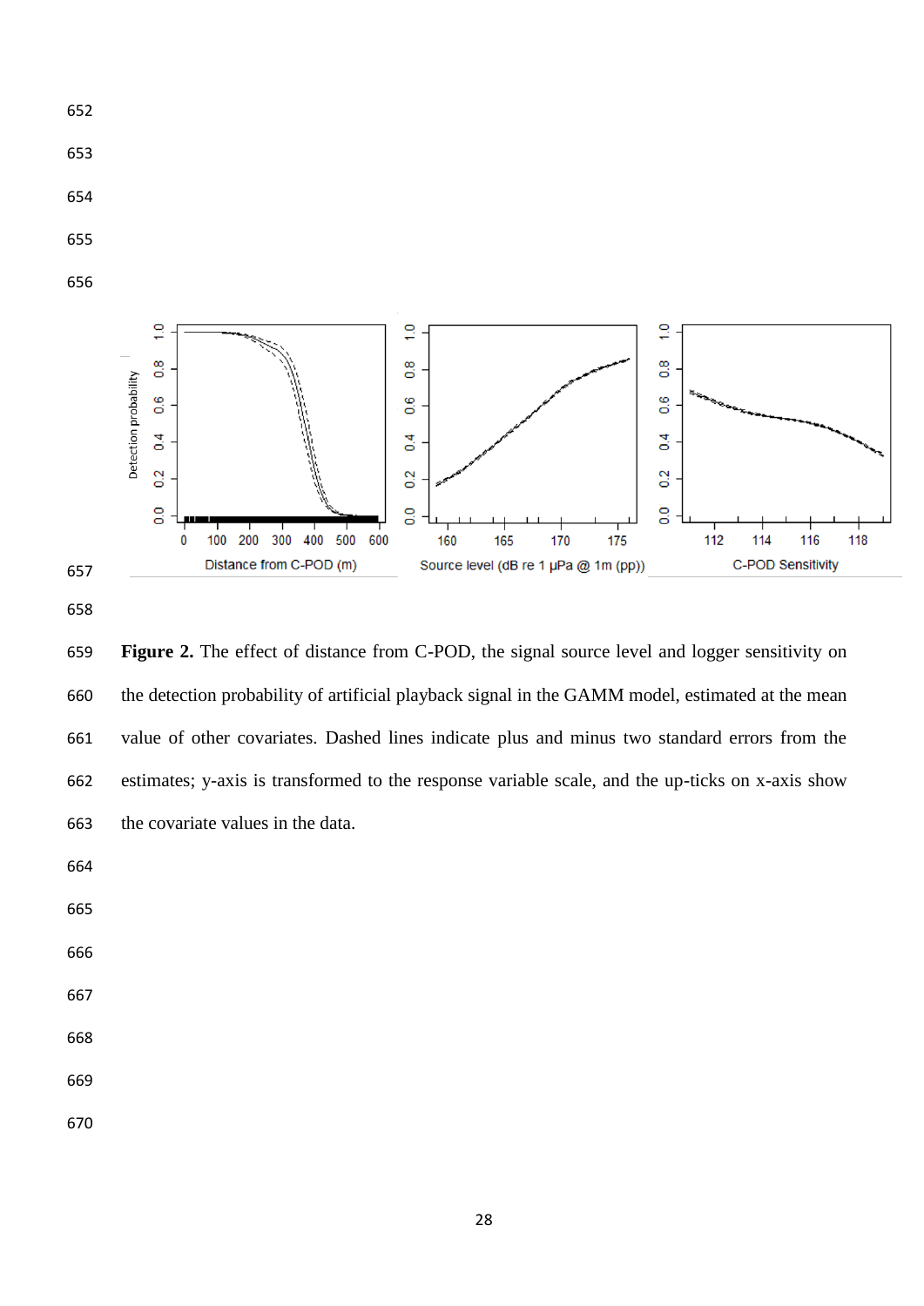**Figure 2.** The effect of distance from C-POD, the signal source level and logger sensitivity on the detection probability of artificial playback signal in the GAMM model, estimated at the mean value of other covariates. Dashed lines indicate plus and minus two standard errors from the estimates; y-axis is transformed to the response variable scale, and the up-ticks on x-axis show the covariate values in the data.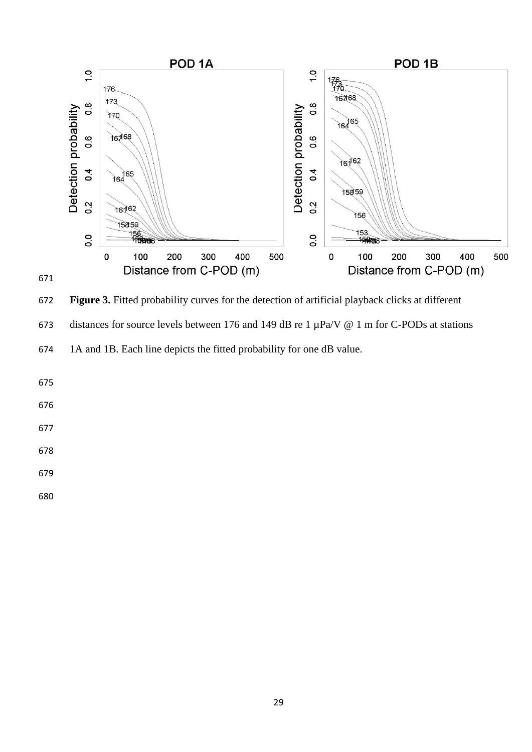**Figure 3.** Fitted probability curves for the detection of artificial playback clicks at different distances for source levels between 176 and 149 dB re 1 µPa/V @ 1 m for C-PODs at stations 1A and 1B. Each line depicts the fitted probability for one dB value.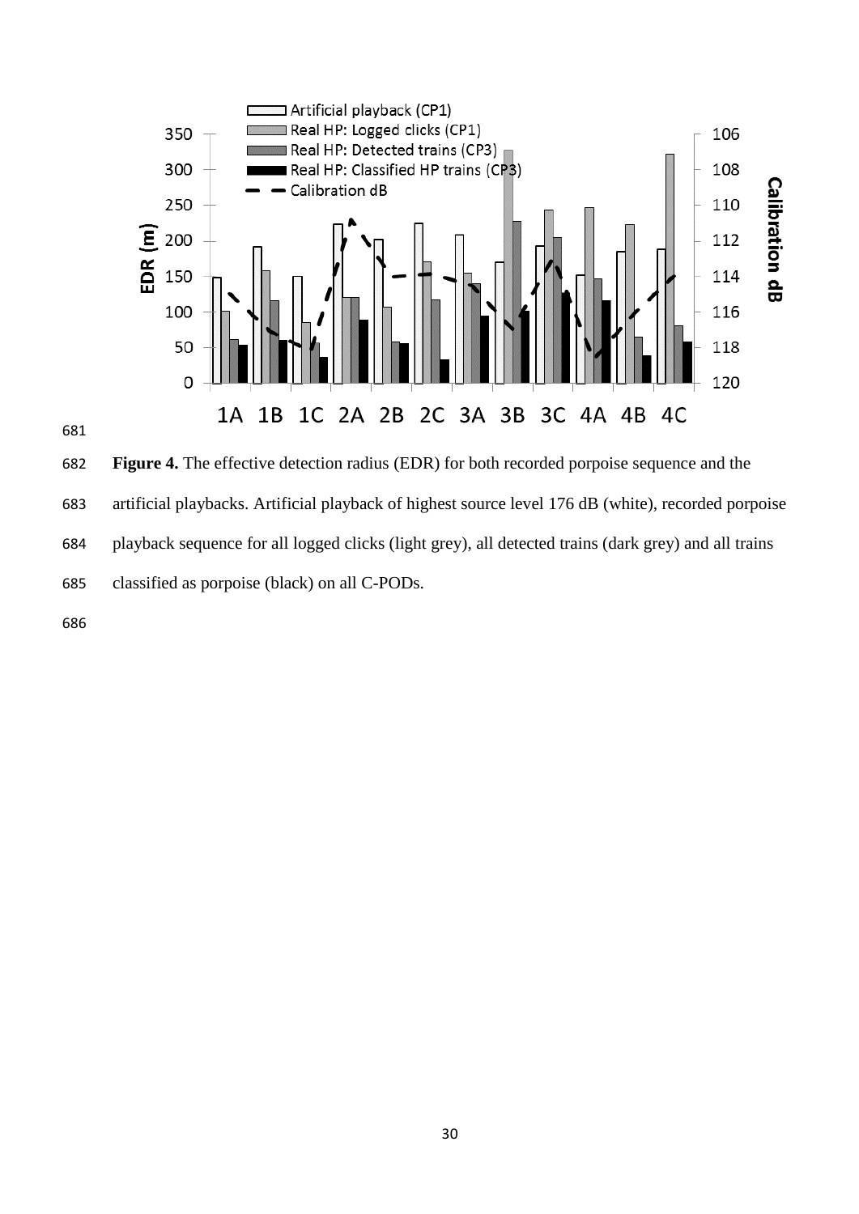Artificial playback (CP1)
Real HP: Logged clicks (CP1)
Real HP: Detected trains (CP3)
Real HP: Classified HP trains (CP3)
Calibration dB

EDR (m)

350
300
250
200
150
100
50
0

Calibration dB

106
108
110
112
114
116
118
120

1A 1B 1C 2A 2B 2C 3A 3B 3C 4A 4B 4C

**Figure 4.** The effective detection radius (EDR) for both recorded porpoise sequence and the artificial playbacks. Artificial playback of highest source level 176 dB (white), recorded porpoise playback sequence for all logged clicks (light grey), all detected trains (dark grey) and all trains classified as porpoise (black) on all C-PODs.